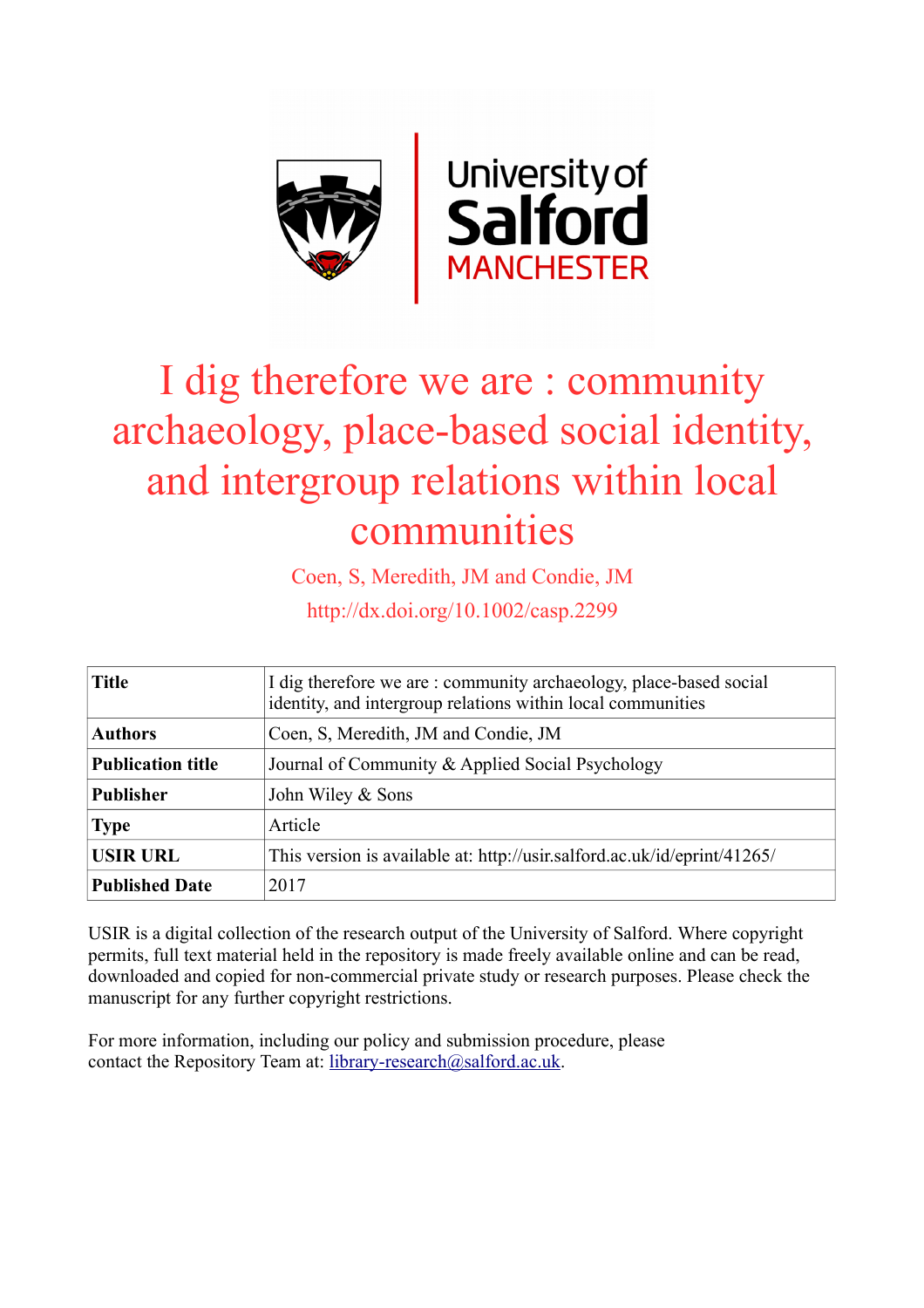# I dig therefore we are : community archaeology, place-based social identity, and intergroup relations within local communities

Coen, S, Meredith, JM and Condie, JM

http://dx.doi.org/10.1002/casp.2299

| **Title** | I dig therefore we are : community archaeology, place-based social identity, and intergroup relations within local communities |
|---|---|
| **Authors** | Coen, S, Meredith, JM and Condie, JM |
| **Publication title** | Journal of Community & Applied Social Psychology |
| **Publisher** | John Wiley & Sons |
| **Type** | Article |
| **USIR URL** | This version is available at: http://usir.salford.ac.uk/id/eprint/41265/ |
| **Published Date** | 2017 |

USIR is a digital collection of the research output of the University of Salford. Where copyright permits, full text material held in the repository is made freely available online and can be read, downloaded and copied for non-commercial private study or research purposes. Please check the manuscript for any further copyright restrictions.

For more information, including our policy and submission procedure, please contact the Repository Team at: library-research@salford.ac.uk.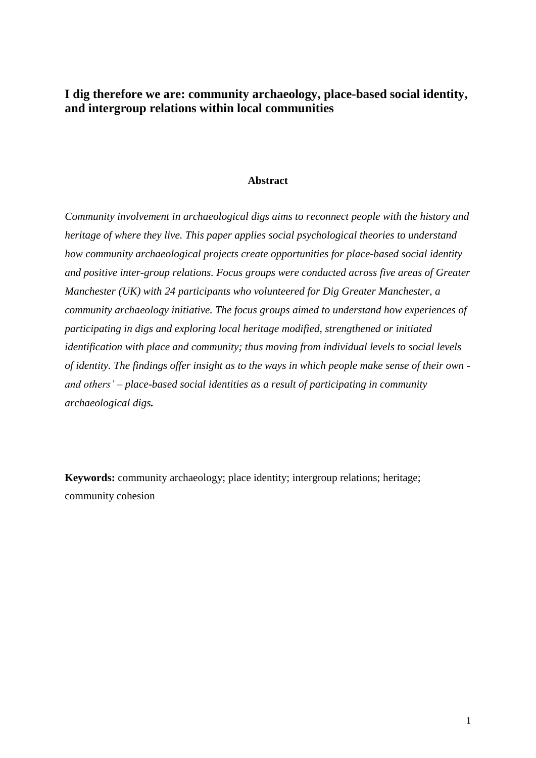# I dig therefore we are: community archaeology, place-based social identity, and intergroup relations within local communities

## Abstract

*Community involvement in archaeological digs aims to reconnect people with the history and heritage of where they live. This paper applies social psychological theories to understand how community archaeological projects create opportunities for place-based social identity and positive inter-group relations. Focus groups were conducted across five areas of Greater Manchester (UK) with 24 participants who volunteered for Dig Greater Manchester, a community archaeology initiative. The focus groups aimed to understand how experiences of participating in digs and exploring local heritage modified, strengthened or initiated identification with place and community; thus moving from individual levels to social levels of identity. The findings offer insight as to the ways in which people make sense of their own - and others' – place-based social identities as a result of participating in community archaeological digs.*

**Keywords:** community archaeology; place identity; intergroup relations; heritage; community cohesion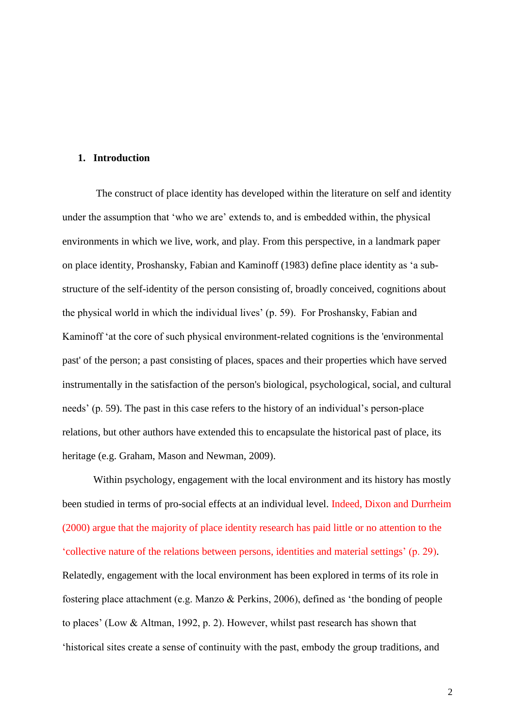## 1. Introduction

The construct of place identity has developed within the literature on self and identity under the assumption that 'who we are' extends to, and is embedded within, the physical environments in which we live, work, and play. From this perspective, in a landmark paper on place identity, Proshansky, Fabian and Kaminoff (1983) define place identity as 'a sub-structure of the self-identity of the person consisting of, broadly conceived, cognitions about the physical world in which the individual lives' (p. 59). For Proshansky, Fabian and Kaminoff 'at the core of such physical environment-related cognitions is the 'environmental past' of the person; a past consisting of places, spaces and their properties which have served instrumentally in the satisfaction of the person's biological, psychological, social, and cultural needs' (p. 59). The past in this case refers to the history of an individual's person-place relations, but other authors have extended this to encapsulate the historical past of place, its heritage (e.g. Graham, Mason and Newman, 2009).

Within psychology, engagement with the local environment and its history has mostly been studied in terms of pro-social effects at an individual level. Indeed, Dixon and Durrheim (2000) argue that the majority of place identity research has paid little or no attention to the 'collective nature of the relations between persons, identities and material settings' (p. 29). Relatedly, engagement with the local environment has been explored in terms of its role in fostering place attachment (e.g. Manzo & Perkins, 2006), defined as 'the bonding of people to places' (Low & Altman, 1992, p. 2). However, whilst past research has shown that 'historical sites create a sense of continuity with the past, embody the group traditions, and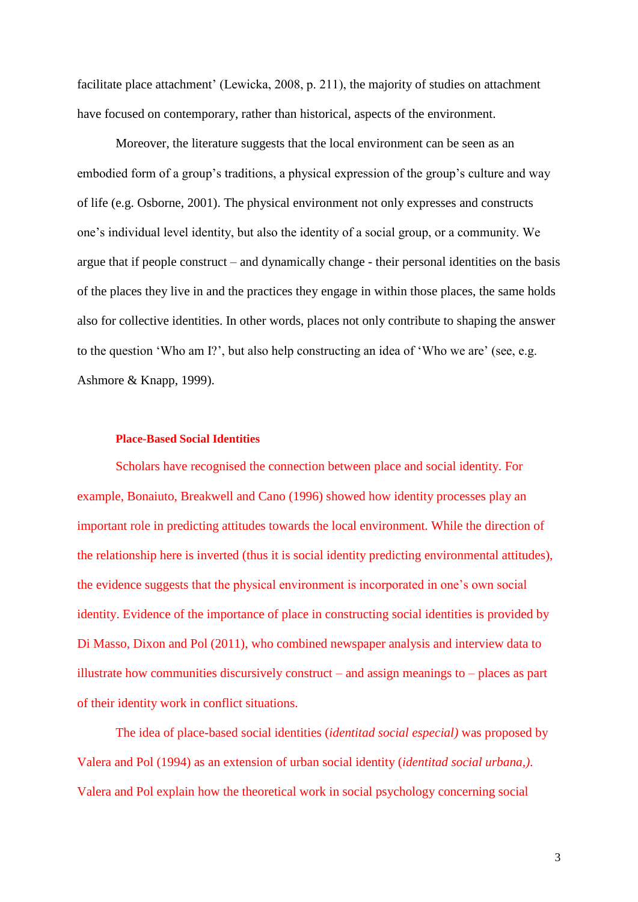facilitate place attachment' (Lewicka, 2008, p. 211), the majority of studies on attachment have focused on contemporary, rather than historical, aspects of the environment.

Moreover, the literature suggests that the local environment can be seen as an embodied form of a group's traditions, a physical expression of the group's culture and way of life (e.g. Osborne, 2001). The physical environment not only expresses and constructs one's individual level identity, but also the identity of a social group, or a community. We argue that if people construct – and dynamically change - their personal identities on the basis of the places they live in and the practices they engage in within those places, the same holds also for collective identities. In other words, places not only contribute to shaping the answer to the question 'Who am I?', but also help constructing an idea of 'Who we are' (see, e.g. Ashmore & Knapp, 1999).

## Place-Based Social Identities

Scholars have recognised the connection between place and social identity. For example, Bonaiuto, Breakwell and Cano (1996) showed how identity processes play an important role in predicting attitudes towards the local environment. While the direction of the relationship here is inverted (thus it is social identity predicting environmental attitudes), the evidence suggests that the physical environment is incorporated in one's own social identity. Evidence of the importance of place in constructing social identities is provided by Di Masso, Dixon and Pol (2011), who combined newspaper analysis and interview data to illustrate how communities discursively construct – and assign meanings to – places as part of their identity work in conflict situations.

The idea of place-based social identities (*identitad social especial)* was proposed by Valera and Pol (1994) as an extension of urban social identity (*identitad social urbana,)*. Valera and Pol explain how the theoretical work in social psychology concerning social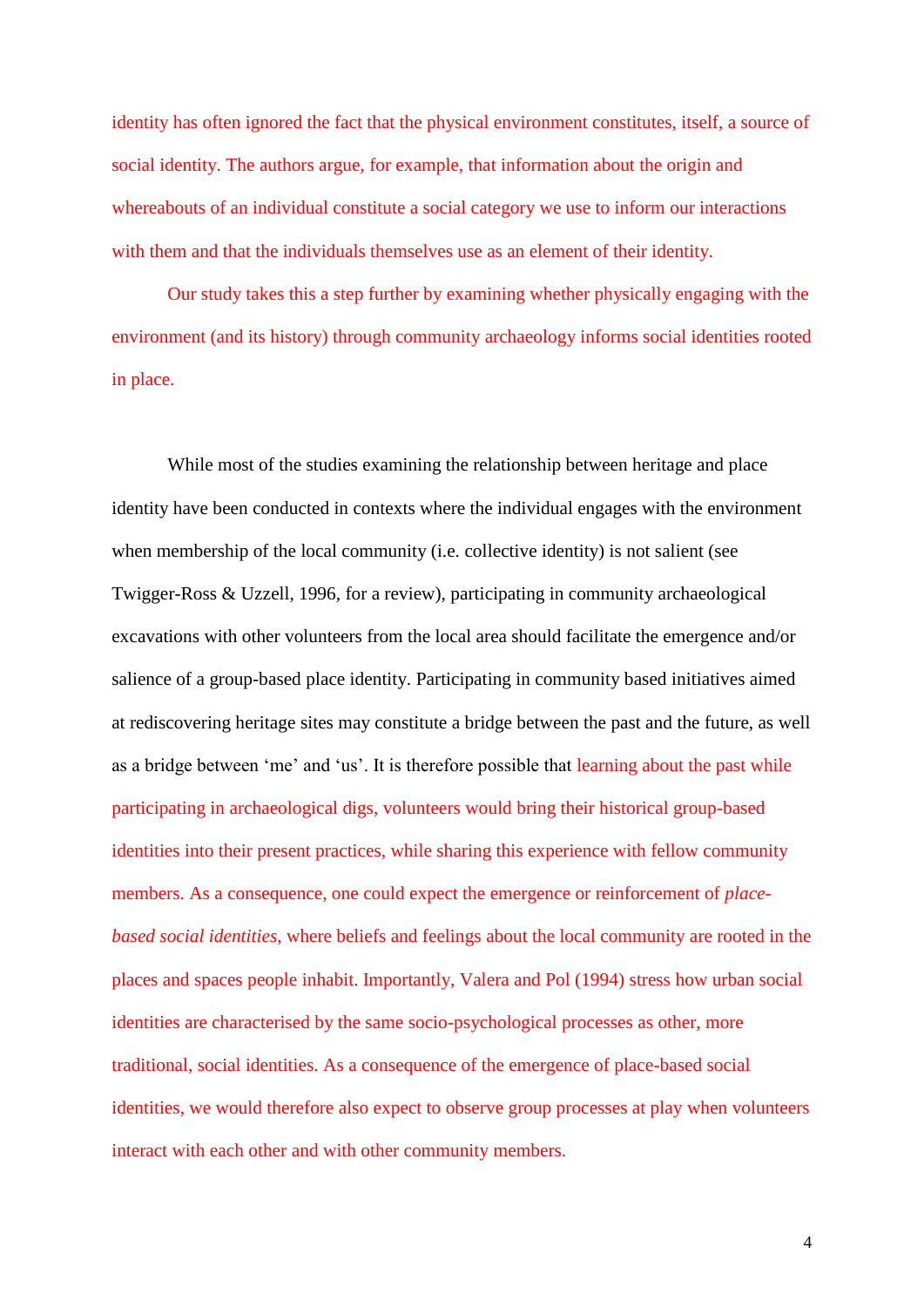identity has often ignored the fact that the physical environment constitutes, itself, a source of social identity. The authors argue, for example, that information about the origin and whereabouts of an individual constitute a social category we use to inform our interactions with them and that the individuals themselves use as an element of their identity.

Our study takes this a step further by examining whether physically engaging with the environment (and its history) through community archaeology informs social identities rooted in place.

While most of the studies examining the relationship between heritage and place identity have been conducted in contexts where the individual engages with the environment when membership of the local community (i.e. collective identity) is not salient (see Twigger-Ross & Uzzell, 1996, for a review), participating in community archaeological excavations with other volunteers from the local area should facilitate the emergence and/or salience of a group-based place identity. Participating in community based initiatives aimed at rediscovering heritage sites may constitute a bridge between the past and the future, as well as a bridge between 'me' and 'us'. It is therefore possible that learning about the past while participating in archaeological digs, volunteers would bring their historical group-based identities into their present practices, while sharing this experience with fellow community members. As a consequence, one could expect the emergence or reinforcement of *place-based social identities*, where beliefs and feelings about the local community are rooted in the places and spaces people inhabit. Importantly, Valera and Pol (1994) stress how urban social identities are characterised by the same socio-psychological processes as other, more traditional, social identities. As a consequence of the emergence of place-based social identities, we would therefore also expect to observe group processes at play when volunteers interact with each other and with other community members.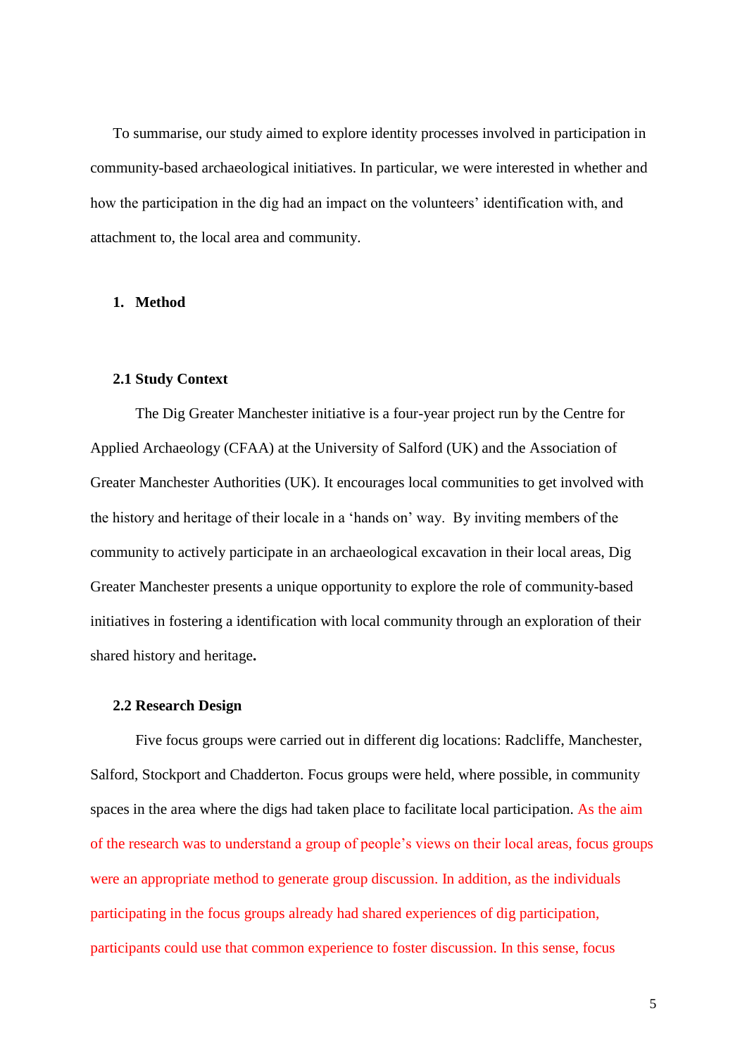To summarise, our study aimed to explore identity processes involved in participation in community-based archaeological initiatives. In particular, we were interested in whether and how the participation in the dig had an impact on the volunteers' identification with, and attachment to, the local area and community.

# 1. Method

## 2.1 Study Context

The Dig Greater Manchester initiative is a four-year project run by the Centre for Applied Archaeology (CFAA) at the University of Salford (UK) and the Association of Greater Manchester Authorities (UK). It encourages local communities to get involved with the history and heritage of their locale in a 'hands on' way. By inviting members of the community to actively participate in an archaeological excavation in their local areas, Dig Greater Manchester presents a unique opportunity to explore the role of community-based initiatives in fostering a identification with local community through an exploration of their shared history and heritage**.**

## 2.2 Research Design

Five focus groups were carried out in different dig locations: Radcliffe, Manchester, Salford, Stockport and Chadderton. Focus groups were held, where possible, in community spaces in the area where the digs had taken place to facilitate local participation. As the aim of the research was to understand a group of people's views on their local areas, focus groups were an appropriate method to generate group discussion. In addition, as the individuals participating in the focus groups already had shared experiences of dig participation, participants could use that common experience to foster discussion. In this sense, focus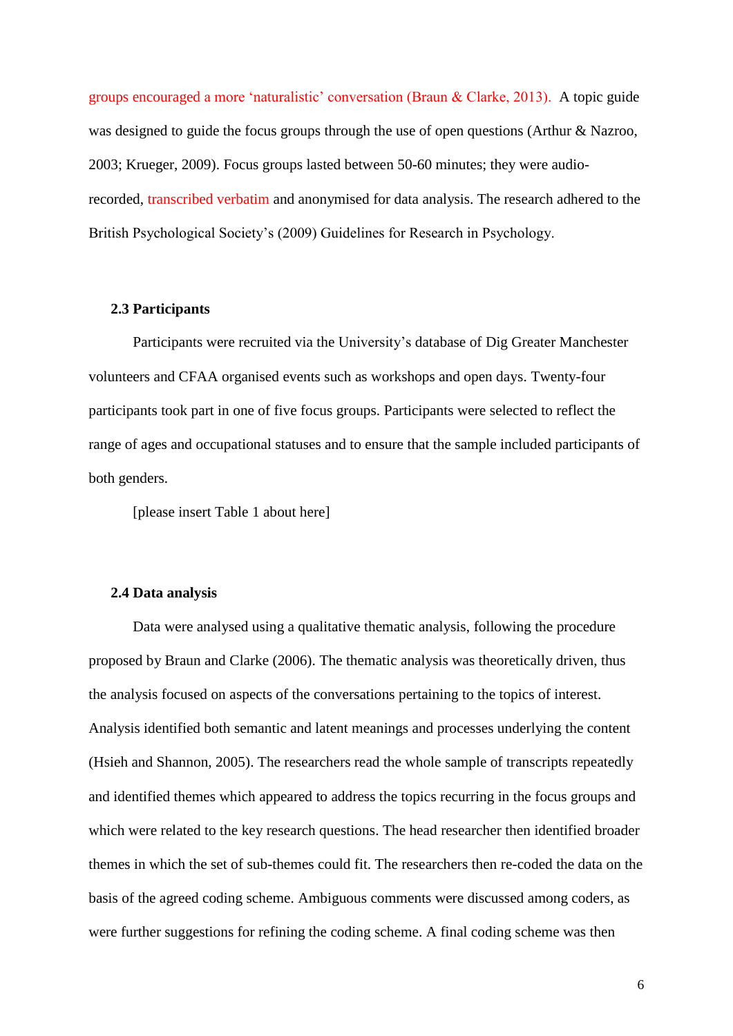groups encouraged a more 'naturalistic' conversation (Braun & Clarke, 2013). A topic guide was designed to guide the focus groups through the use of open questions (Arthur & Nazroo, 2003; Krueger, 2009). Focus groups lasted between 50-60 minutes; they were audio-recorded, transcribed verbatim and anonymised for data analysis. The research adhered to the British Psychological Society's (2009) Guidelines for Research in Psychology.

### 2.3 Participants

Participants were recruited via the University's database of Dig Greater Manchester volunteers and CFAA organised events such as workshops and open days. Twenty-four participants took part in one of five focus groups. Participants were selected to reflect the range of ages and occupational statuses and to ensure that the sample included participants of both genders.

[please insert Table 1 about here]

### 2.4 Data analysis

Data were analysed using a qualitative thematic analysis, following the procedure proposed by Braun and Clarke (2006). The thematic analysis was theoretically driven, thus the analysis focused on aspects of the conversations pertaining to the topics of interest. Analysis identified both semantic and latent meanings and processes underlying the content (Hsieh and Shannon, 2005). The researchers read the whole sample of transcripts repeatedly and identified themes which appeared to address the topics recurring in the focus groups and which were related to the key research questions. The head researcher then identified broader themes in which the set of sub-themes could fit. The researchers then re-coded the data on the basis of the agreed coding scheme. Ambiguous comments were discussed among coders, as were further suggestions for refining the coding scheme. A final coding scheme was then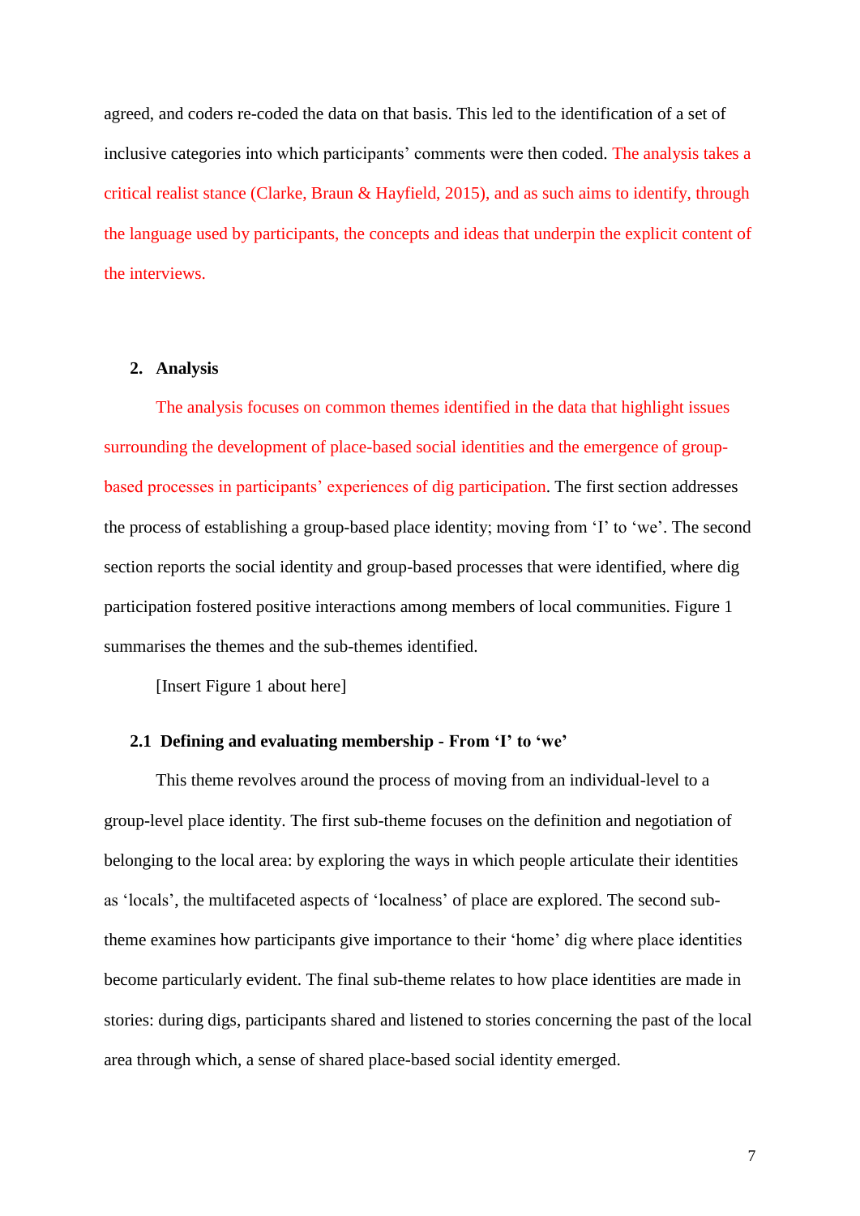agreed, and coders re-coded the data on that basis. This led to the identification of a set of inclusive categories into which participants' comments were then coded. The analysis takes a critical realist stance (Clarke, Braun & Hayfield, 2015), and as such aims to identify, through the language used by participants, the concepts and ideas that underpin the explicit content of the interviews.

## 2. Analysis

The analysis focuses on common themes identified in the data that highlight issues surrounding the development of place-based social identities and the emergence of group-based processes in participants' experiences of dig participation. The first section addresses the process of establishing a group-based place identity; moving from 'I' to 'we'. The second section reports the social identity and group-based processes that were identified, where dig participation fostered positive interactions among members of local communities. Figure 1 summarises the themes and the sub-themes identified.

[Insert Figure 1 about here]

### 2.1 Defining and evaluating membership - From 'I' to 'we'

This theme revolves around the process of moving from an individual-level to a group-level place identity. The first sub-theme focuses on the definition and negotiation of belonging to the local area: by exploring the ways in which people articulate their identities as 'locals', the multifaceted aspects of 'localness' of place are explored. The second sub-theme examines how participants give importance to their 'home' dig where place identities become particularly evident. The final sub-theme relates to how place identities are made in stories: during digs, participants shared and listened to stories concerning the past of the local area through which, a sense of shared place-based social identity emerged.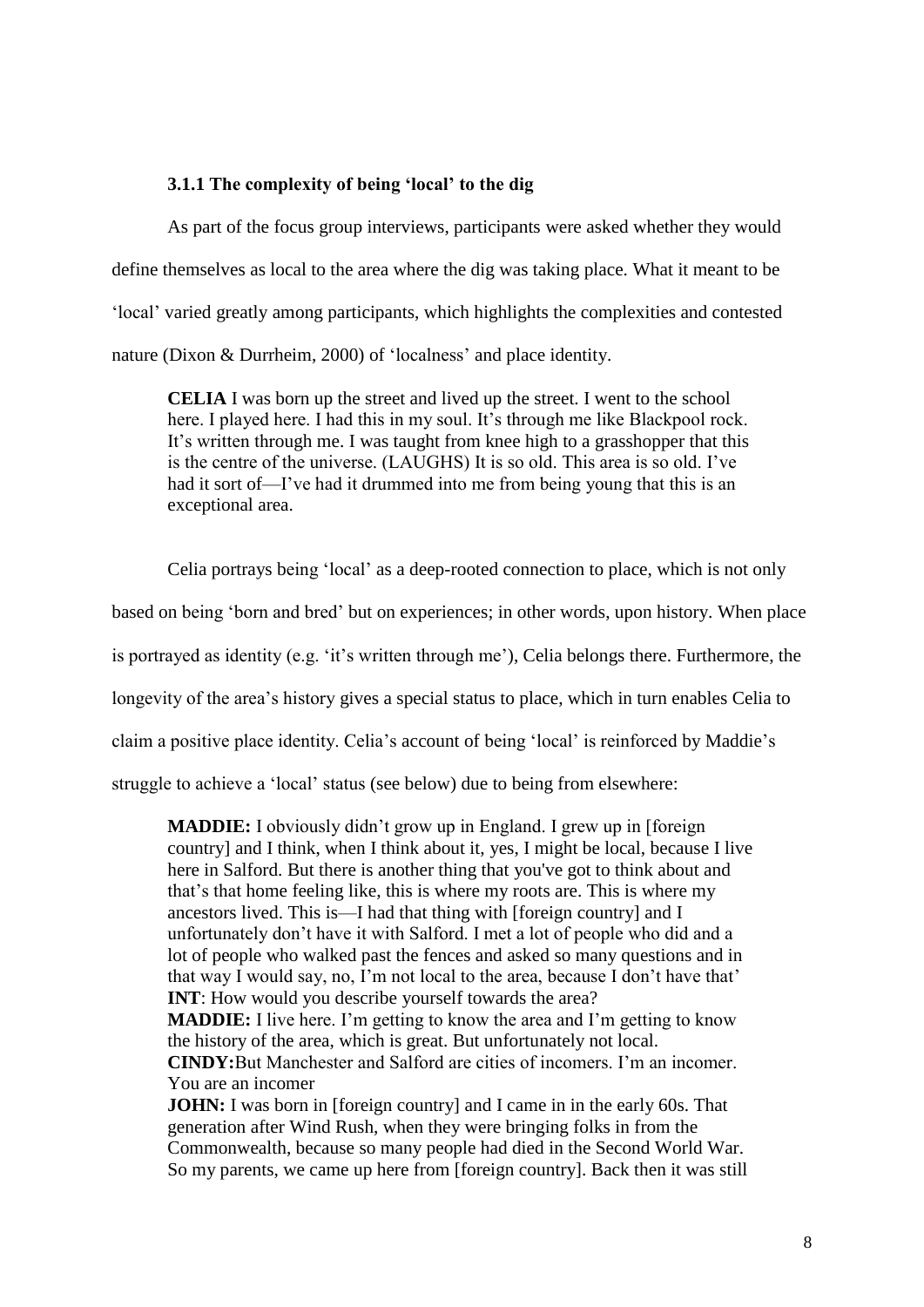### 3.1.1 The complexity of being 'local' to the dig

As part of the focus group interviews, participants were asked whether they would define themselves as local to the area where the dig was taking place. What it meant to be 'local' varied greatly among participants, which highlights the complexities and contested nature (Dixon & Durrheim, 2000) of 'localness' and place identity.

> **CELIA** I was born up the street and lived up the street. I went to the school here. I played here. I had this in my soul. It's through me like Blackpool rock. It's written through me. I was taught from knee high to a grasshopper that this is the centre of the universe. (LAUGHS) It is so old. This area is so old. I've had it sort of—I've had it drummed into me from being young that this is an exceptional area.

Celia portrays being 'local' as a deep-rooted connection to place, which is not only based on being 'born and bred' but on experiences; in other words, upon history. When place is portrayed as identity (e.g. 'it's written through me'), Celia belongs there. Furthermore, the longevity of the area's history gives a special status to place, which in turn enables Celia to claim a positive place identity. Celia's account of being 'local' is reinforced by Maddie's struggle to achieve a 'local' status (see below) due to being from elsewhere:

> **MADDIE:** I obviously didn't grow up in England. I grew up in [foreign country] and I think, when I think about it, yes, I might be local, because I live here in Salford. But there is another thing that you've got to think about and that's that home feeling like, this is where my roots are. This is where my ancestors lived. This is—I had that thing with [foreign country] and I unfortunately don't have it with Salford. I met a lot of people who did and a lot of people who walked past the fences and asked so many questions and in that way I would say, no, I'm not local to the area, because I don't have that'
> **INT**: How would you describe yourself towards the area?
> **MADDIE:** I live here. I'm getting to know the area and I'm getting to know the history of the area, which is great. But unfortunately not local.
> **CINDY:** But Manchester and Salford are cities of incomers. I'm an incomer. You are an incomer
> **JOHN:** I was born in [foreign country] and I came in in the early 60s. That generation after Wind Rush, when they were bringing folks in from the Commonwealth, because so many people had died in the Second World War. So my parents, we came up here from [foreign country]. Back then it was still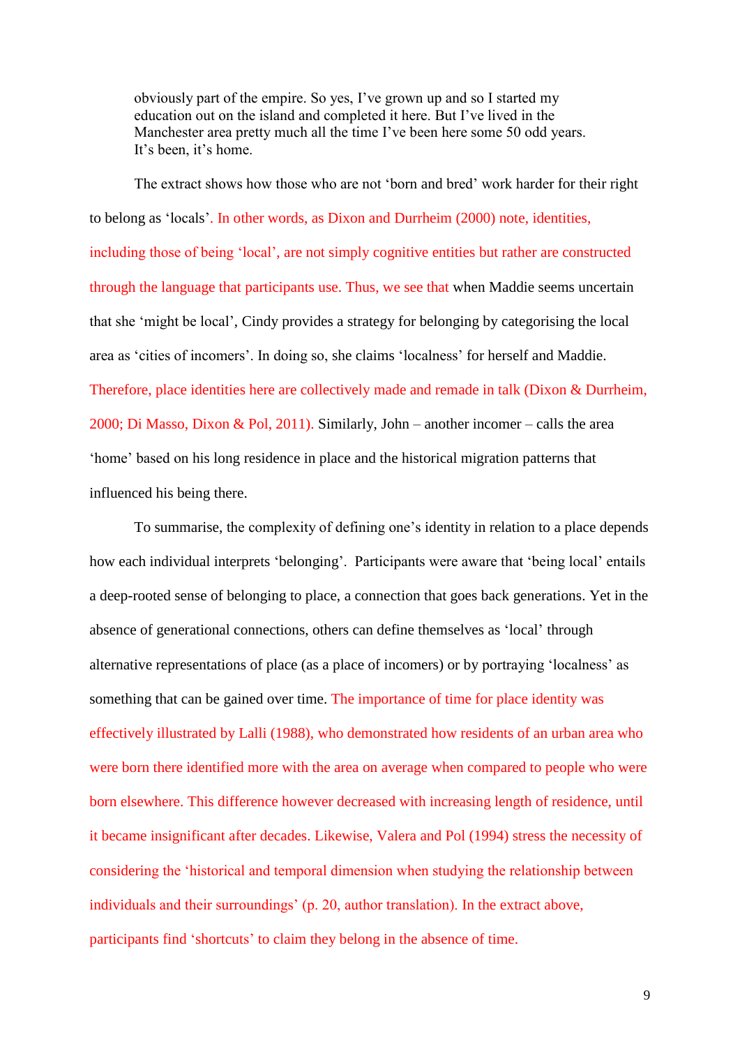> obviously part of the empire. So yes, I've grown up and so I started my education out on the island and completed it here. But I've lived in the Manchester area pretty much all the time I've been here some 50 odd years. It's been, it's home.

The extract shows how those who are not 'born and bred' work harder for their right to belong as 'locals'. In other words, as Dixon and Durrheim (2000) note, identities, including those of being 'local', are not simply cognitive entities but rather are constructed through the language that participants use. Thus, we see that when Maddie seems uncertain that she 'might be local', Cindy provides a strategy for belonging by categorising the local area as 'cities of incomers'. In doing so, she claims 'localness' for herself and Maddie. Therefore, place identities here are collectively made and remade in talk (Dixon & Durrheim, 2000; Di Masso, Dixon & Pol, 2011). Similarly, John – another incomer – calls the area 'home' based on his long residence in place and the historical migration patterns that influenced his being there.

To summarise, the complexity of defining one's identity in relation to a place depends how each individual interprets 'belonging'. Participants were aware that 'being local' entails a deep-rooted sense of belonging to place, a connection that goes back generations. Yet in the absence of generational connections, others can define themselves as 'local' through alternative representations of place (as a place of incomers) or by portraying 'localness' as something that can be gained over time. The importance of time for place identity was effectively illustrated by Lalli (1988), who demonstrated how residents of an urban area who were born there identified more with the area on average when compared to people who were born elsewhere. This difference however decreased with increasing length of residence, until it became insignificant after decades. Likewise, Valera and Pol (1994) stress the necessity of considering the 'historical and temporal dimension when studying the relationship between individuals and their surroundings' (p. 20, author translation). In the extract above, participants find 'shortcuts' to claim they belong in the absence of time.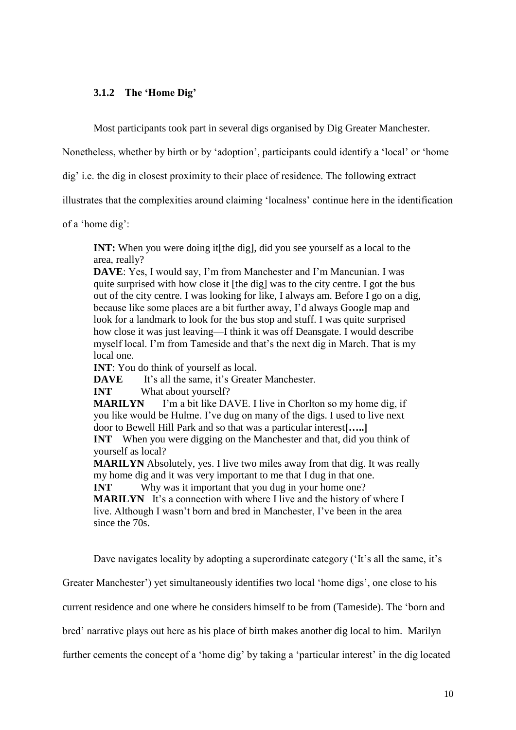### 3.1.2 The 'Home Dig'

Most participants took part in several digs organised by Dig Greater Manchester. Nonetheless, whether by birth or by 'adoption', participants could identify a 'local' or 'home dig' i.e. the dig in closest proximity to their place of residence. The following extract illustrates that the complexities around claiming 'localness' continue here in the identification of a 'home dig':

> **INT:** When you were doing it[the dig], did you see yourself as a local to the area, really?
> **DAVE**: Yes, I would say, I'm from Manchester and I'm Mancunian. I was quite surprised with how close it [the dig] was to the city centre. I got the bus out of the city centre. I was looking for like, I always am. Before I go on a dig, because like some places are a bit further away, I'd always Google map and look for a landmark to look for the bus stop and stuff. I was quite surprised how close it was just leaving—I think it was off Deansgate. I would describe myself local. I'm from Tameside and that's the next dig in March. That is my local one.
> **INT**: You do think of yourself as local.
> **DAVE** It's all the same, it's Greater Manchester.
> **INT** What about yourself?
> **MARILYN** I'm a bit like DAVE. I live in Chorlton so my home dig, if you like would be Hulme. I've dug on many of the digs. I used to live next door to Bewell Hill Park and so that was a particular interest**[…..]**
> **INT** When you were digging on the Manchester and that, did you think of yourself as local?
> **MARILYN** Absolutely, yes. I live two miles away from that dig. It was really my home dig and it was very important to me that I dug in that one.
> **INT** Why was it important that you dug in your home one?
> **MARILYN** It's a connection with where I live and the history of where I live. Although I wasn't born and bred in Manchester, I've been in the area since the 70s.

Dave navigates locality by adopting a superordinate category ('It's all the same, it's Greater Manchester') yet simultaneously identifies two local 'home digs', one close to his current residence and one where he considers himself to be from (Tameside). The 'born and bred' narrative plays out here as his place of birth makes another dig local to him. Marilyn further cements the concept of a 'home dig' by taking a 'particular interest' in the dig located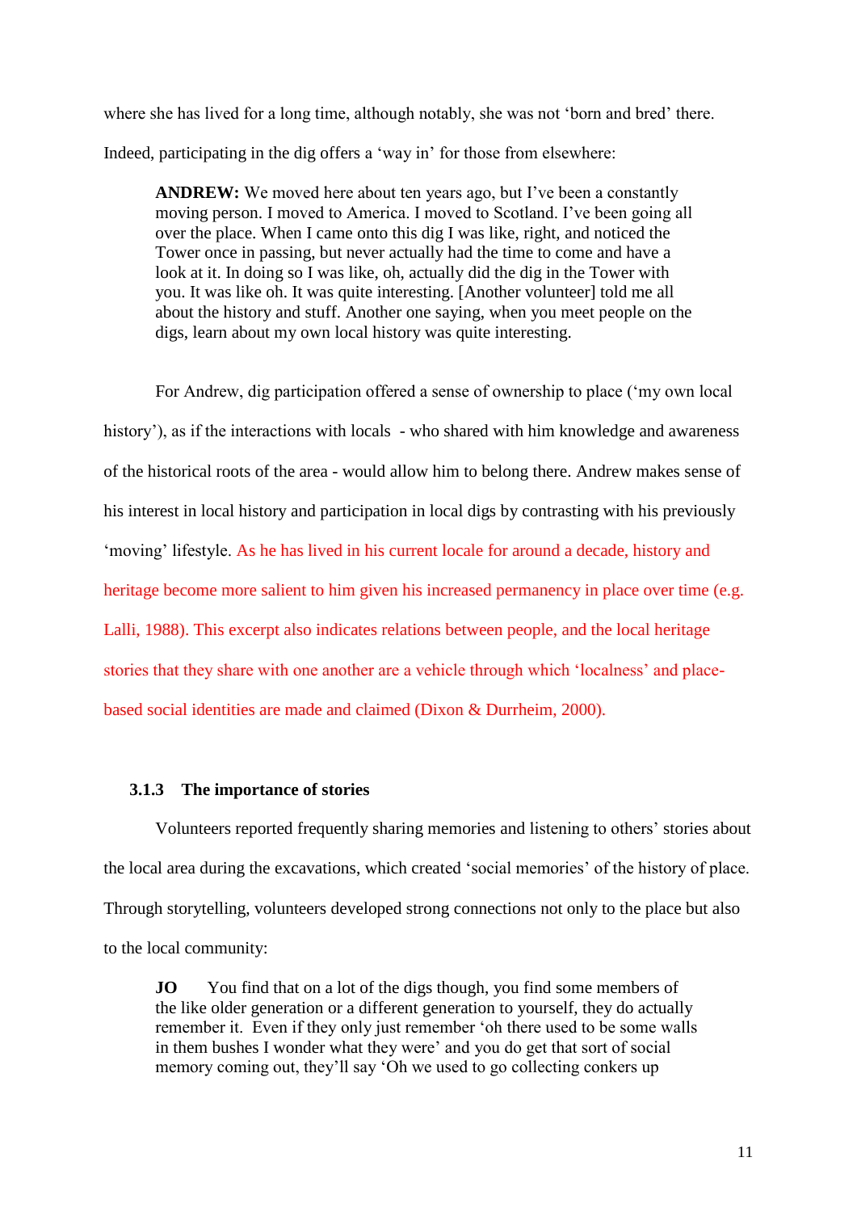where she has lived for a long time, although notably, she was not 'born and bred' there. Indeed, participating in the dig offers a 'way in' for those from elsewhere:

> **ANDREW:** We moved here about ten years ago, but I've been a constantly moving person. I moved to America. I moved to Scotland. I've been going all over the place. When I came onto this dig I was like, right, and noticed the Tower once in passing, but never actually had the time to come and have a look at it. In doing so I was like, oh, actually did the dig in the Tower with you. It was like oh. It was quite interesting. [Another volunteer] told me all about the history and stuff. Another one saying, when you meet people on the digs, learn about my own local history was quite interesting.

For Andrew, dig participation offered a sense of ownership to place ('my own local history'), as if the interactions with locals - who shared with him knowledge and awareness of the historical roots of the area - would allow him to belong there. Andrew makes sense of his interest in local history and participation in local digs by contrasting with his previously 'moving' lifestyle. As he has lived in his current locale for around a decade, history and heritage become more salient to him given his increased permanency in place over time (e.g. Lalli, 1988). This excerpt also indicates relations between people, and the local heritage stories that they share with one another are a vehicle through which 'localness' and place-based social identities are made and claimed (Dixon & Durrheim, 2000).

### 3.1.3 The importance of stories

Volunteers reported frequently sharing memories and listening to others' stories about the local area during the excavations, which created 'social memories' of the history of place. Through storytelling, volunteers developed strong connections not only to the place but also to the local community:

> **JO** You find that on a lot of the digs though, you find some members of the like older generation or a different generation to yourself, they do actually remember it. Even if they only just remember 'oh there used to be some walls in them bushes I wonder what they were' and you do get that sort of social memory coming out, they'll say 'Oh we used to go collecting conkers up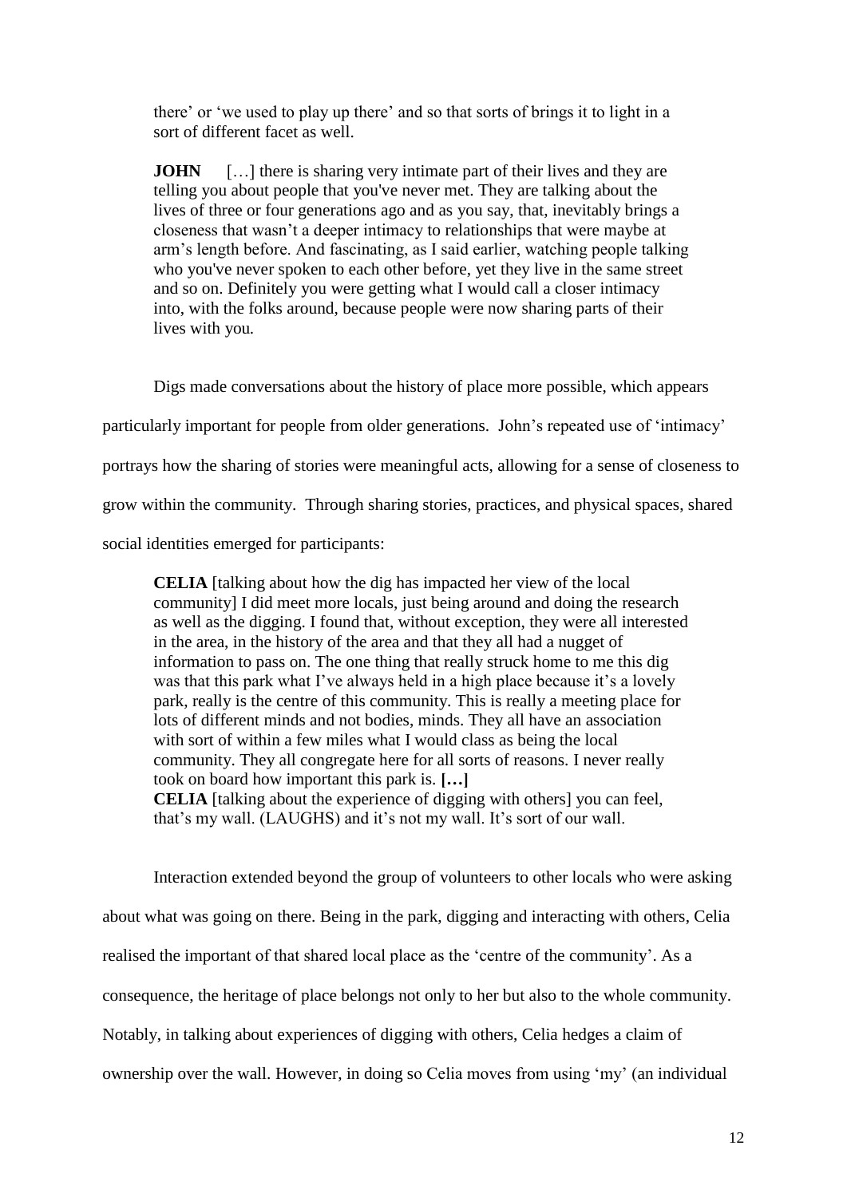> there' or 'we used to play up there' and so that sorts of brings it to light in a sort of different facet as well.
>
> **JOHN** […] there is sharing very intimate part of their lives and they are telling you about people that you've never met. They are talking about the lives of three or four generations ago and as you say, that, inevitably brings a closeness that wasn't a deeper intimacy to relationships that were maybe at arm's length before. And fascinating, as I said earlier, watching people talking who you've never spoken to each other before, yet they live in the same street and so on. Definitely you were getting what I would call a closer intimacy into, with the folks around, because people were now sharing parts of their lives with you.

Digs made conversations about the history of place more possible, which appears particularly important for people from older generations. John's repeated use of 'intimacy' portrays how the sharing of stories were meaningful acts, allowing for a sense of closeness to grow within the community. Through sharing stories, practices, and physical spaces, shared social identities emerged for participants:

> **CELIA** [talking about how the dig has impacted her view of the local community] I did meet more locals, just being around and doing the research as well as the digging. I found that, without exception, they were all interested in the area, in the history of the area and that they all had a nugget of information to pass on. The one thing that really struck home to me this dig was that this park what I've always held in a high place because it's a lovely park, really is the centre of this community. This is really a meeting place for lots of different minds and not bodies, minds. They all have an association with sort of within a few miles what I would class as being the local community. They all congregate here for all sorts of reasons. I never really took on board how important this park is. **[…]**
> **CELIA** [talking about the experience of digging with others] you can feel, that's my wall. (LAUGHS) and it's not my wall. It's sort of our wall.

Interaction extended beyond the group of volunteers to other locals who were asking about what was going on there. Being in the park, digging and interacting with others, Celia realised the important of that shared local place as the 'centre of the community'. As a consequence, the heritage of place belongs not only to her but also to the whole community. Notably, in talking about experiences of digging with others, Celia hedges a claim of ownership over the wall. However, in doing so Celia moves from using 'my' (an individual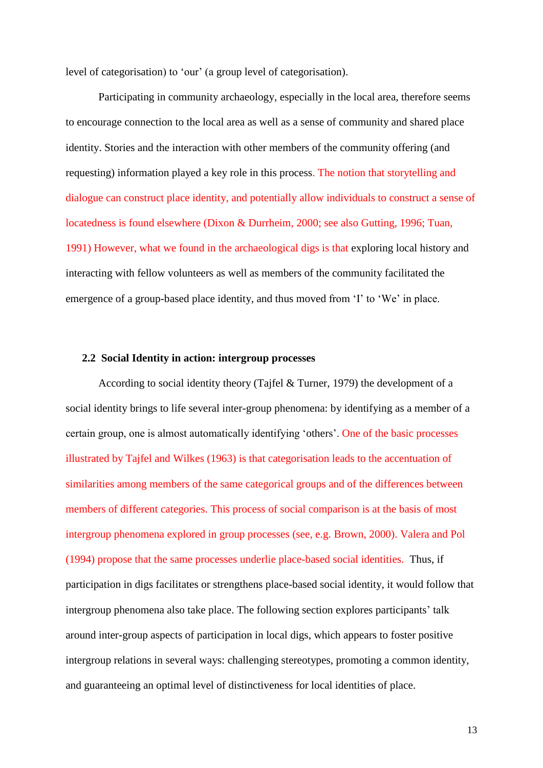level of categorisation) to ‘our’ (a group level of categorisation).

Participating in community archaeology, especially in the local area, therefore seems to encourage connection to the local area as well as a sense of community and shared place identity. Stories and the interaction with other members of the community offering (and requesting) information played a key role in this process. The notion that storytelling and dialogue can construct place identity, and potentially allow individuals to construct a sense of locatedness is found elsewhere (Dixon & Durrheim, 2000; see also Gutting, 1996; Tuan, 1991) However, what we found in the archaeological digs is that exploring local history and interacting with fellow volunteers as well as members of the community facilitated the emergence of a group-based place identity, and thus moved from ‘I’ to ‘We’ in place.

### 2.2 Social Identity in action: intergroup processes

According to social identity theory (Tajfel & Turner, 1979) the development of a social identity brings to life several inter-group phenomena: by identifying as a member of a certain group, one is almost automatically identifying ‘others’. One of the basic processes illustrated by Tajfel and Wilkes (1963) is that categorisation leads to the accentuation of similarities among members of the same categorical groups and of the differences between members of different categories. This process of social comparison is at the basis of most intergroup phenomena explored in group processes (see, e.g. Brown, 2000). Valera and Pol (1994) propose that the same processes underlie place-based social identities. Thus, if participation in digs facilitates or strengthens place-based social identity, it would follow that intergroup phenomena also take place. The following section explores participants’ talk around inter-group aspects of participation in local digs, which appears to foster positive intergroup relations in several ways: challenging stereotypes, promoting a common identity, and guaranteeing an optimal level of distinctiveness for local identities of place.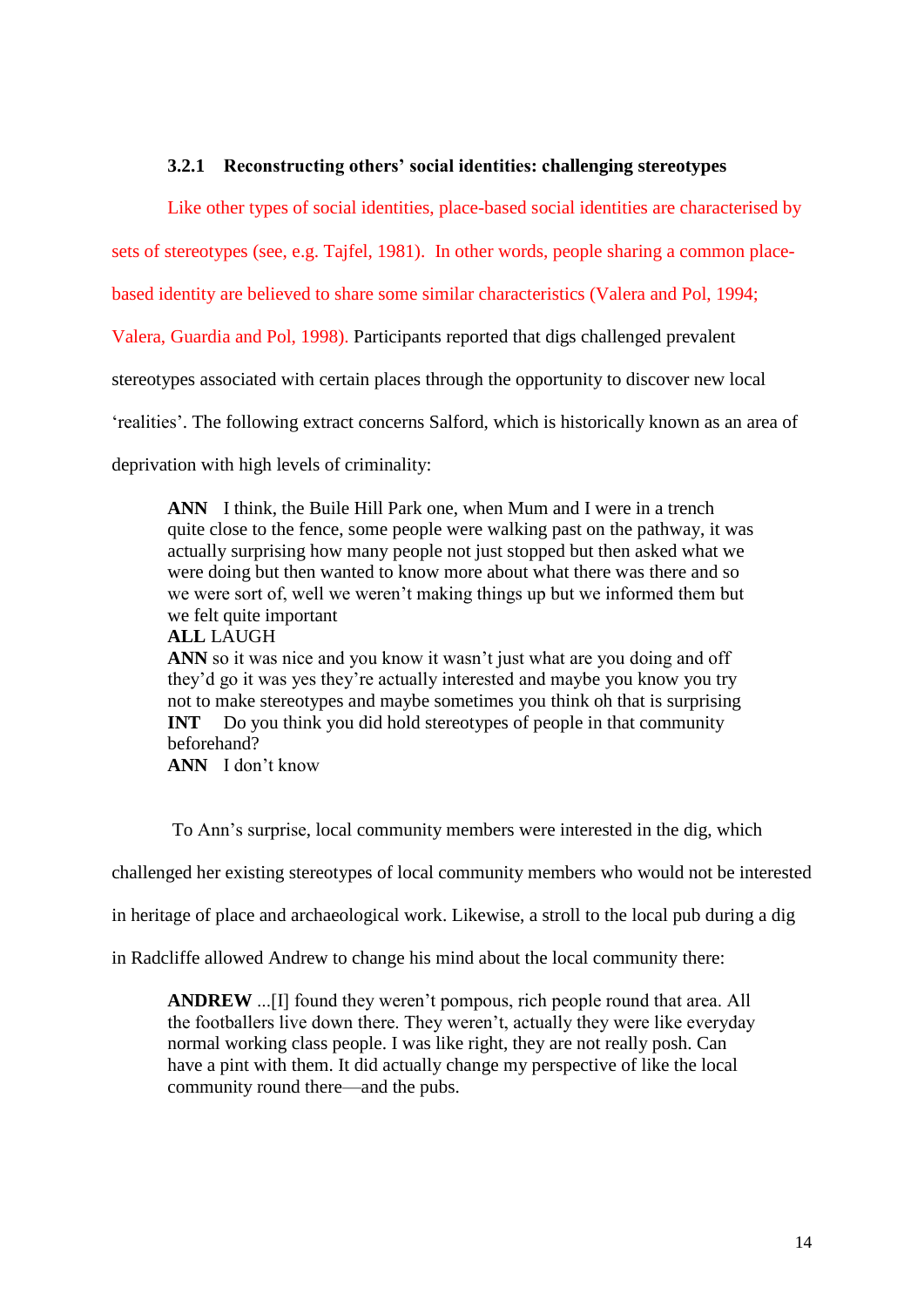### 3.2.1 Reconstructing others' social identities: challenging stereotypes

Like other types of social identities, place-based social identities are characterised by sets of stereotypes (see, e.g. Tajfel, 1981). In other words, people sharing a common place-based identity are believed to share some similar characteristics (Valera and Pol, 1994; Valera, Guardia and Pol, 1998). Participants reported that digs challenged prevalent stereotypes associated with certain places through the opportunity to discover new local 'realities'. The following extract concerns Salford, which is historically known as an area of deprivation with high levels of criminality:

> **ANN** I think, the Buile Hill Park one, when Mum and I were in a trench quite close to the fence, some people were walking past on the pathway, it was actually surprising how many people not just stopped but then asked what we were doing but then wanted to know more about what there was there and so we were sort of, well we weren't making things up but we informed them but we felt quite important
> **ALL** LAUGH
> **ANN** so it was nice and you know it wasn't just what are you doing and off they'd go it was yes they're actually interested and maybe you know you try not to make stereotypes and maybe sometimes you think oh that is surprising
> **INT** Do you think you did hold stereotypes of people in that community beforehand?
> **ANN** I don't know

To Ann's surprise, local community members were interested in the dig, which challenged her existing stereotypes of local community members who would not be interested in heritage of place and archaeological work. Likewise, a stroll to the local pub during a dig in Radcliffe allowed Andrew to change his mind about the local community there:

> **ANDREW** ...[I] found they weren't pompous, rich people round that area. All the footballers live down there. They weren't, actually they were like everyday normal working class people. I was like right, they are not really posh. Can have a pint with them. It did actually change my perspective of like the local community round there—and the pubs.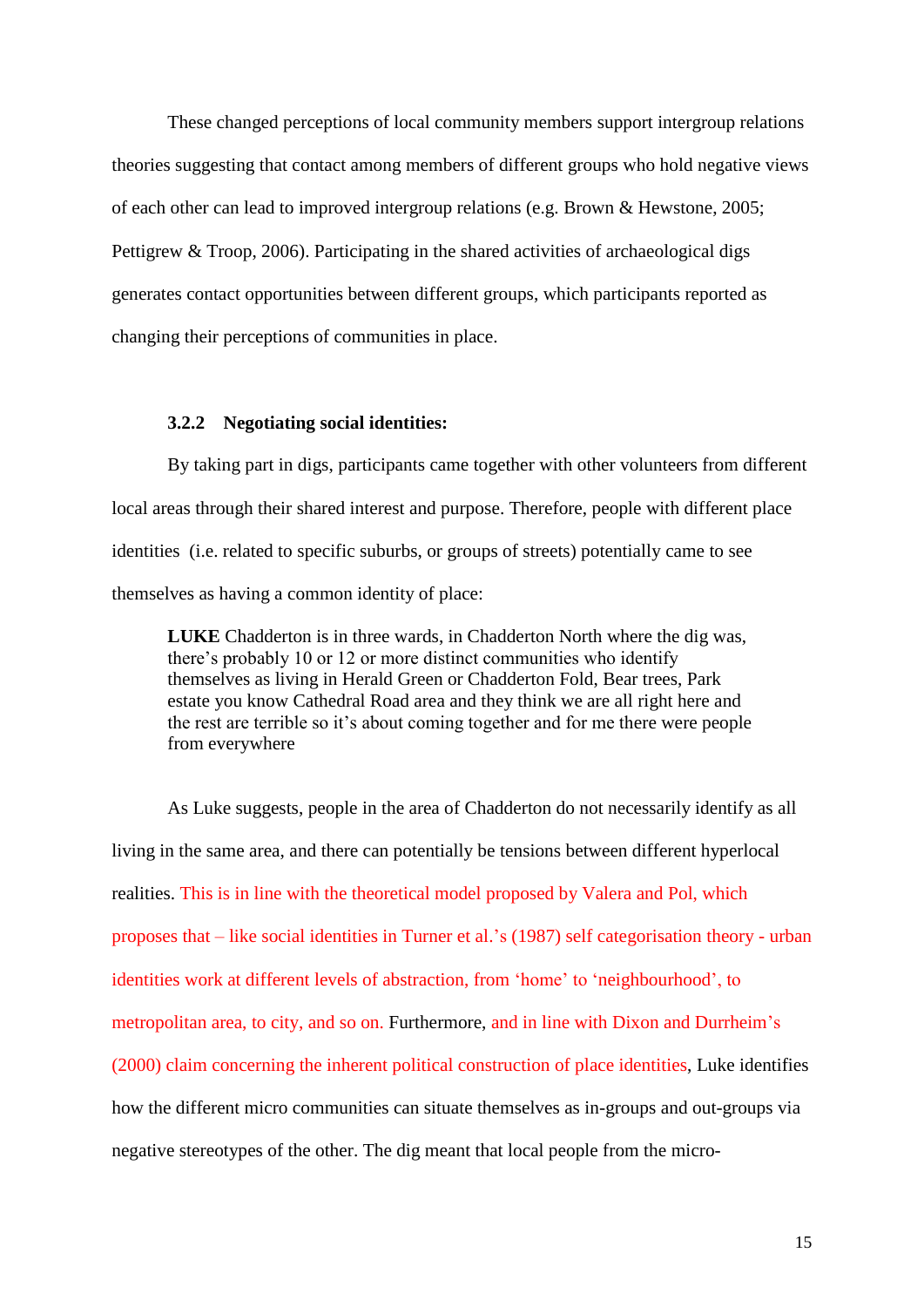These changed perceptions of local community members support intergroup relations theories suggesting that contact among members of different groups who hold negative views of each other can lead to improved intergroup relations (e.g. Brown & Hewstone, 2005; Pettigrew & Troop, 2006). Participating in the shared activities of archaeological digs generates contact opportunities between different groups, which participants reported as changing their perceptions of communities in place.

### 3.2.2 Negotiating social identities:

By taking part in digs, participants came together with other volunteers from different local areas through their shared interest and purpose. Therefore, people with different place identities (i.e. related to specific suburbs, or groups of streets) potentially came to see themselves as having a common identity of place:

> **LUKE** Chadderton is in three wards, in Chadderton North where the dig was, there's probably 10 or 12 or more distinct communities who identify themselves as living in Herald Green or Chadderton Fold, Bear trees, Park estate you know Cathedral Road area and they think we are all right here and the rest are terrible so it's about coming together and for me there were people from everywhere

As Luke suggests, people in the area of Chadderton do not necessarily identify as all living in the same area, and there can potentially be tensions between different hyperlocal realities. This is in line with the theoretical model proposed by Valera and Pol, which proposes that – like social identities in Turner et al.'s (1987) self categorisation theory - urban identities work at different levels of abstraction, from 'home' to 'neighbourhood', to metropolitan area, to city, and so on. Furthermore, and in line with Dixon and Durrheim's (2000) claim concerning the inherent political construction of place identities, Luke identifies how the different micro communities can situate themselves as in-groups and out-groups via negative stereotypes of the other. The dig meant that local people from the micro-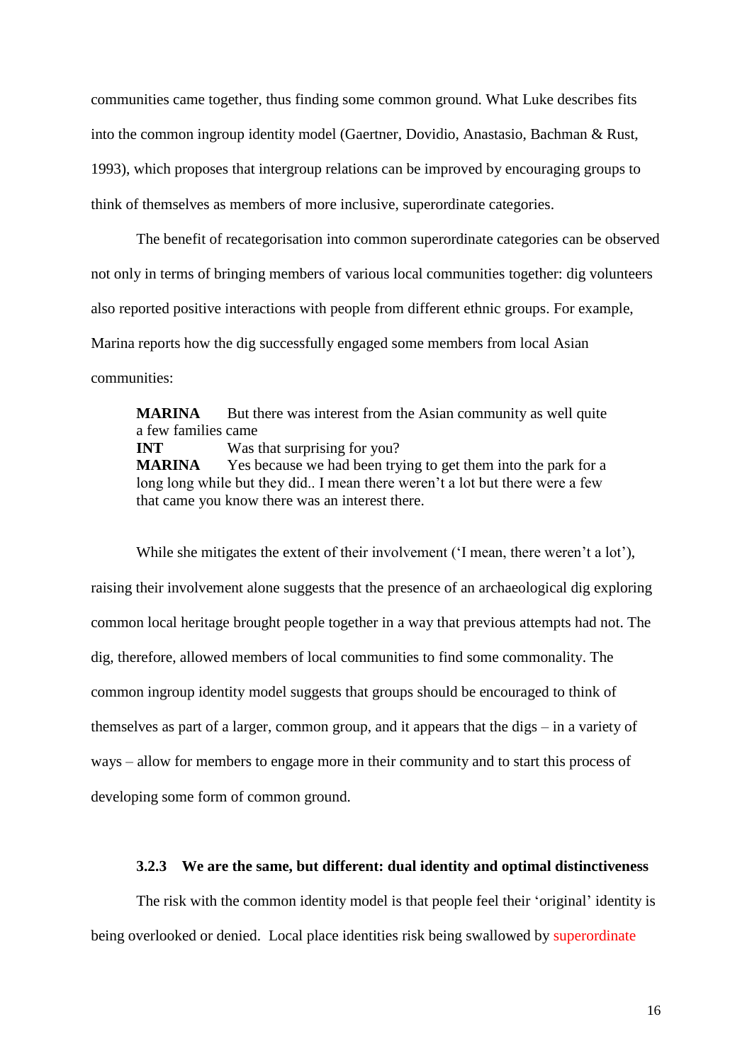communities came together, thus finding some common ground. What Luke describes fits into the common ingroup identity model (Gaertner, Dovidio, Anastasio, Bachman & Rust, 1993), which proposes that intergroup relations can be improved by encouraging groups to think of themselves as members of more inclusive, superordinate categories.

The benefit of recategorisation into common superordinate categories can be observed not only in terms of bringing members of various local communities together: dig volunteers also reported positive interactions with people from different ethnic groups. For example, Marina reports how the dig successfully engaged some members from local Asian communities:

> **MARINA** But there was interest from the Asian community as well quite a few families came
> **INT** Was that surprising for you?
> **MARINA** Yes because we had been trying to get them into the park for a long long while but they did.. I mean there weren't a lot but there were a few that came you know there was an interest there.

While she mitigates the extent of their involvement ('I mean, there weren't a lot'), raising their involvement alone suggests that the presence of an archaeological dig exploring common local heritage brought people together in a way that previous attempts had not. The dig, therefore, allowed members of local communities to find some commonality. The common ingroup identity model suggests that groups should be encouraged to think of themselves as part of a larger, common group, and it appears that the digs – in a variety of ways – allow for members to engage more in their community and to start this process of developing some form of common ground.

### 3.2.3 We are the same, but different: dual identity and optimal distinctiveness

The risk with the common identity model is that people feel their 'original' identity is being overlooked or denied. Local place identities risk being swallowed by superordinate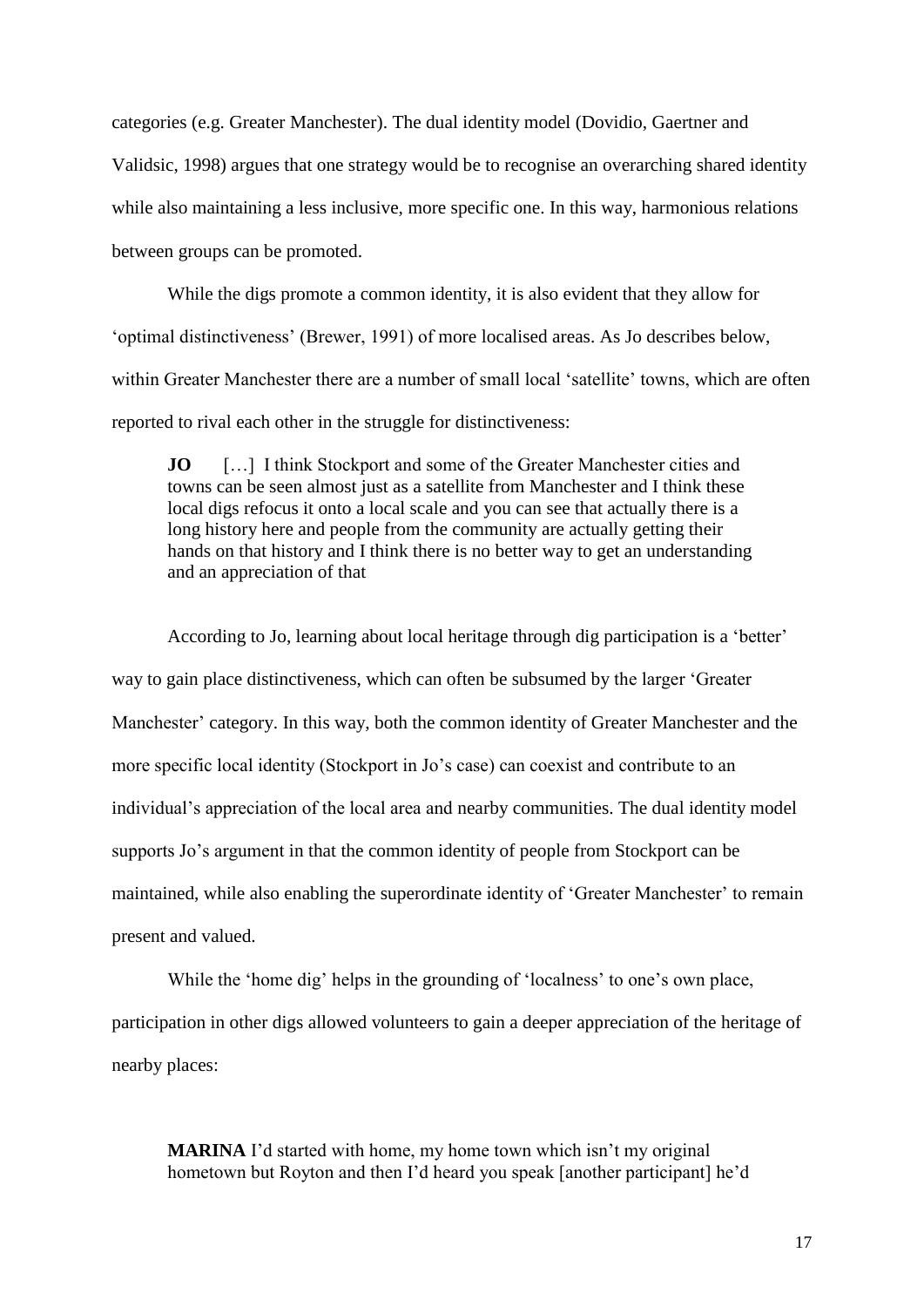categories (e.g. Greater Manchester). The dual identity model (Dovidio, Gaertner and Validsic, 1998) argues that one strategy would be to recognise an overarching shared identity while also maintaining a less inclusive, more specific one. In this way, harmonious relations between groups can be promoted.

While the digs promote a common identity, it is also evident that they allow for 'optimal distinctiveness' (Brewer, 1991) of more localised areas. As Jo describes below, within Greater Manchester there are a number of small local 'satellite' towns, which are often reported to rival each other in the struggle for distinctiveness:

> **JO** […] I think Stockport and some of the Greater Manchester cities and towns can be seen almost just as a satellite from Manchester and I think these local digs refocus it onto a local scale and you can see that actually there is a long history here and people from the community are actually getting their hands on that history and I think there is no better way to get an understanding and an appreciation of that

According to Jo, learning about local heritage through dig participation is a 'better' way to gain place distinctiveness, which can often be subsumed by the larger 'Greater Manchester' category. In this way, both the common identity of Greater Manchester and the more specific local identity (Stockport in Jo's case) can coexist and contribute to an individual's appreciation of the local area and nearby communities. The dual identity model supports Jo's argument in that the common identity of people from Stockport can be maintained, while also enabling the superordinate identity of 'Greater Manchester' to remain present and valued.

While the 'home dig' helps in the grounding of 'localness' to one's own place, participation in other digs allowed volunteers to gain a deeper appreciation of the heritage of nearby places:

> **MARINA** I'd started with home, my home town which isn't my original hometown but Royton and then I'd heard you speak [another participant] he'd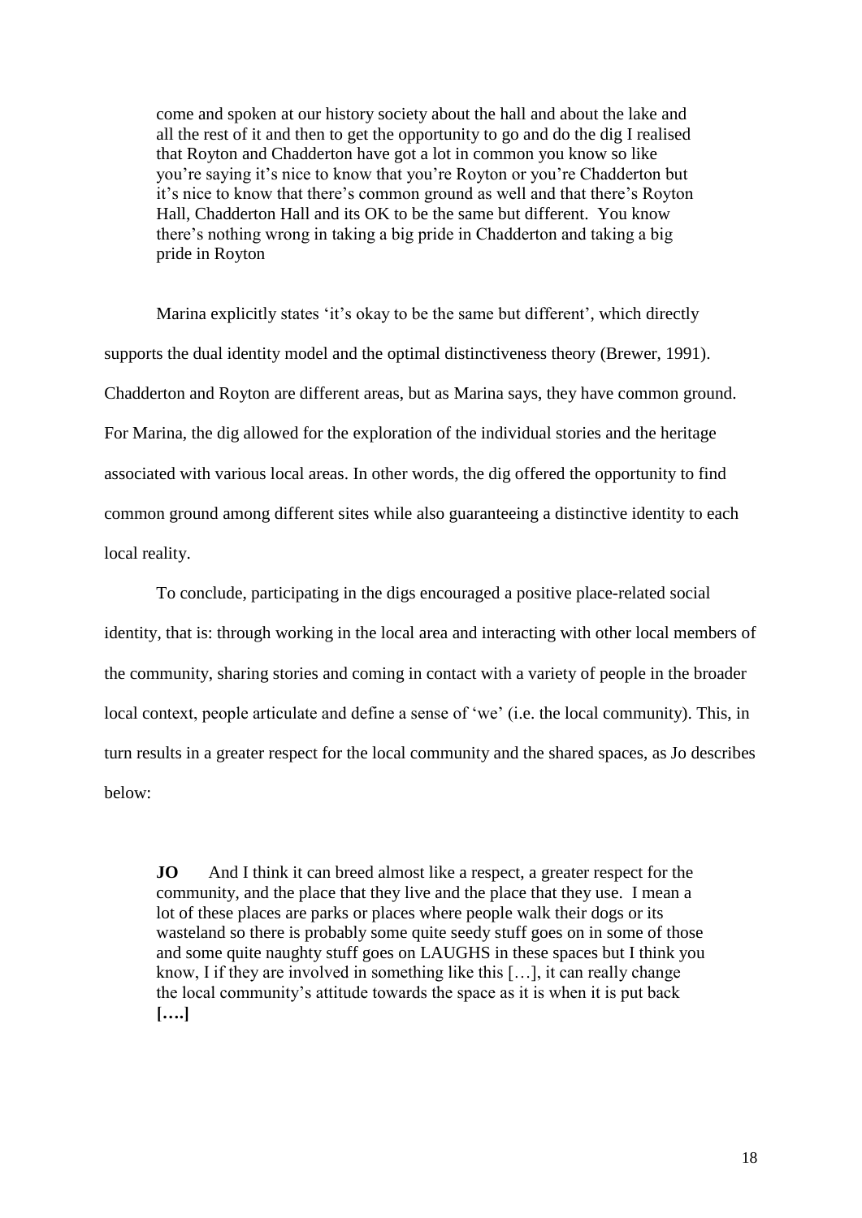> come and spoken at our history society about the hall and about the lake and all the rest of it and then to get the opportunity to go and do the dig I realised that Royton and Chadderton have got a lot in common you know so like you're saying it's nice to know that you're Royton or you're Chadderton but it's nice to know that there's common ground as well and that there's Royton Hall, Chadderton Hall and its OK to be the same but different. You know there's nothing wrong in taking a big pride in Chadderton and taking a big pride in Royton

Marina explicitly states 'it's okay to be the same but different', which directly supports the dual identity model and the optimal distinctiveness theory (Brewer, 1991). Chadderton and Royton are different areas, but as Marina says, they have common ground. For Marina, the dig allowed for the exploration of the individual stories and the heritage associated with various local areas. In other words, the dig offered the opportunity to find common ground among different sites while also guaranteeing a distinctive identity to each local reality.

To conclude, participating in the digs encouraged a positive place-related social identity, that is: through working in the local area and interacting with other local members of the community, sharing stories and coming in contact with a variety of people in the broader local context, people articulate and define a sense of 'we' (i.e. the local community). This, in turn results in a greater respect for the local community and the shared spaces, as Jo describes below:

> **JO** And I think it can breed almost like a respect, a greater respect for the community, and the place that they live and the place that they use. I mean a lot of these places are parks or places where people walk their dogs or its wasteland so there is probably some quite seedy stuff goes on in some of those and some quite naughty stuff goes on LAUGHS in these spaces but I think you know, I if they are involved in something like this […], it can really change the local community's attitude towards the space as it is when it is put back **[….]**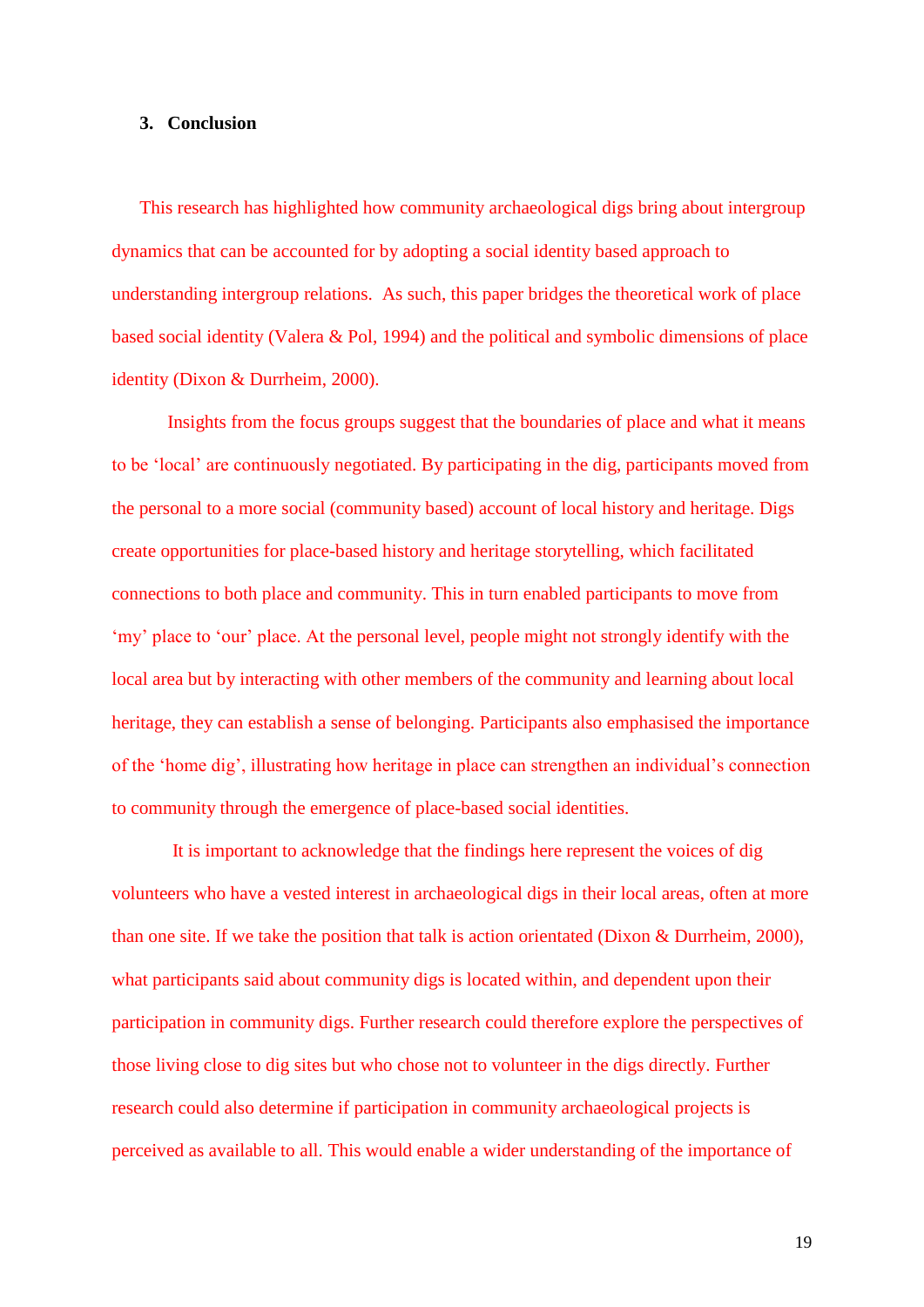## 3. Conclusion

This research has highlighted how community archaeological digs bring about intergroup dynamics that can be accounted for by adopting a social identity based approach to understanding intergroup relations. As such, this paper bridges the theoretical work of place based social identity (Valera & Pol, 1994) and the political and symbolic dimensions of place identity (Dixon & Durrheim, 2000).

Insights from the focus groups suggest that the boundaries of place and what it means to be 'local' are continuously negotiated. By participating in the dig, participants moved from the personal to a more social (community based) account of local history and heritage. Digs create opportunities for place-based history and heritage storytelling, which facilitated connections to both place and community. This in turn enabled participants to move from 'my' place to 'our' place. At the personal level, people might not strongly identify with the local area but by interacting with other members of the community and learning about local heritage, they can establish a sense of belonging. Participants also emphasised the importance of the 'home dig', illustrating how heritage in place can strengthen an individual's connection to community through the emergence of place-based social identities.

It is important to acknowledge that the findings here represent the voices of dig volunteers who have a vested interest in archaeological digs in their local areas, often at more than one site. If we take the position that talk is action orientated (Dixon & Durrheim, 2000), what participants said about community digs is located within, and dependent upon their participation in community digs. Further research could therefore explore the perspectives of those living close to dig sites but who chose not to volunteer in the digs directly. Further research could also determine if participation in community archaeological projects is perceived as available to all. This would enable a wider understanding of the importance of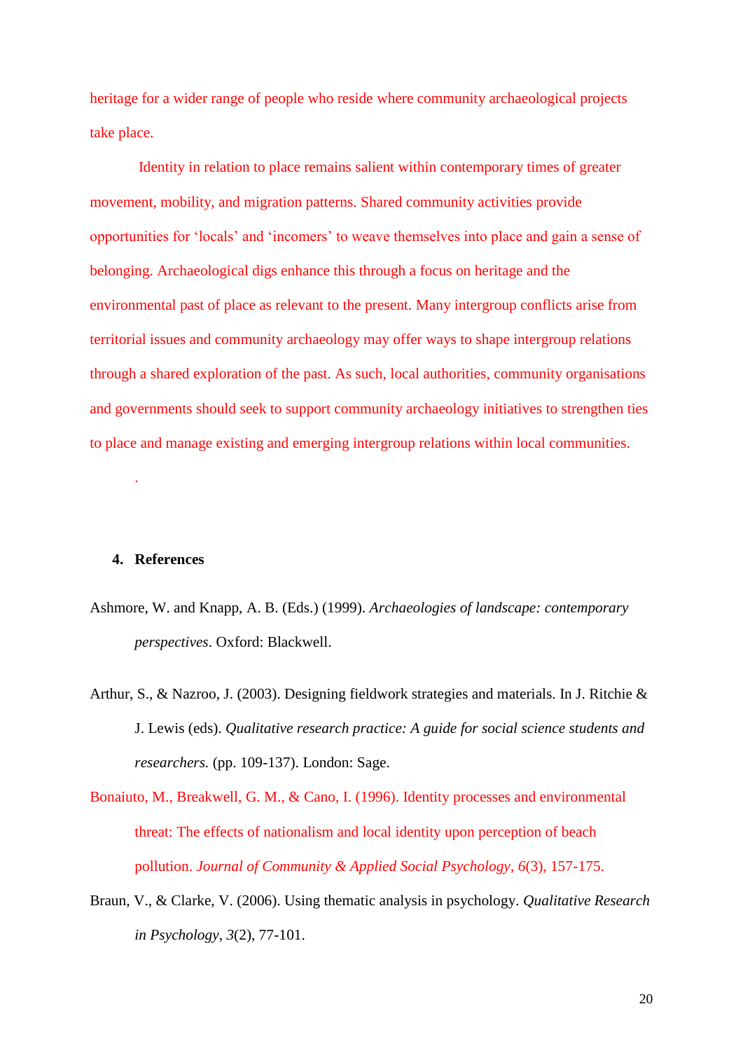heritage for a wider range of people who reside where community archaeological projects take place.

Identity in relation to place remains salient within contemporary times of greater movement, mobility, and migration patterns. Shared community activities provide opportunities for 'locals' and 'incomers' to weave themselves into place and gain a sense of belonging. Archaeological digs enhance this through a focus on heritage and the environmental past of place as relevant to the present. Many intergroup conflicts arise from territorial issues and community archaeology may offer ways to shape intergroup relations through a shared exploration of the past. As such, local authorities, community organisations and governments should seek to support community archaeology initiatives to strengthen ties to place and manage existing and emerging intergroup relations within local communities.

.

## 4. References

Ashmore, W. and Knapp, A. B. (Eds.) (1999). *Archaeologies of landscape: contemporary perspectives*. Oxford: Blackwell.

Arthur, S., & Nazroo, J. (2003). Designing fieldwork strategies and materials. In J. Ritchie & J. Lewis (eds). *Qualitative research practice: A guide for social science students and researchers.* (pp. 109-137). London: Sage.

Bonaiuto, M., Breakwell, G. M., & Cano, I. (1996). Identity processes and environmental threat: The effects of nationalism and local identity upon perception of beach pollution. *Journal of Community & Applied Social Psychology*, *6*(3), 157-175.

Braun, V., & Clarke, V. (2006). Using thematic analysis in psychology. *Qualitative Research in Psychology*, *3*(2), 77-101.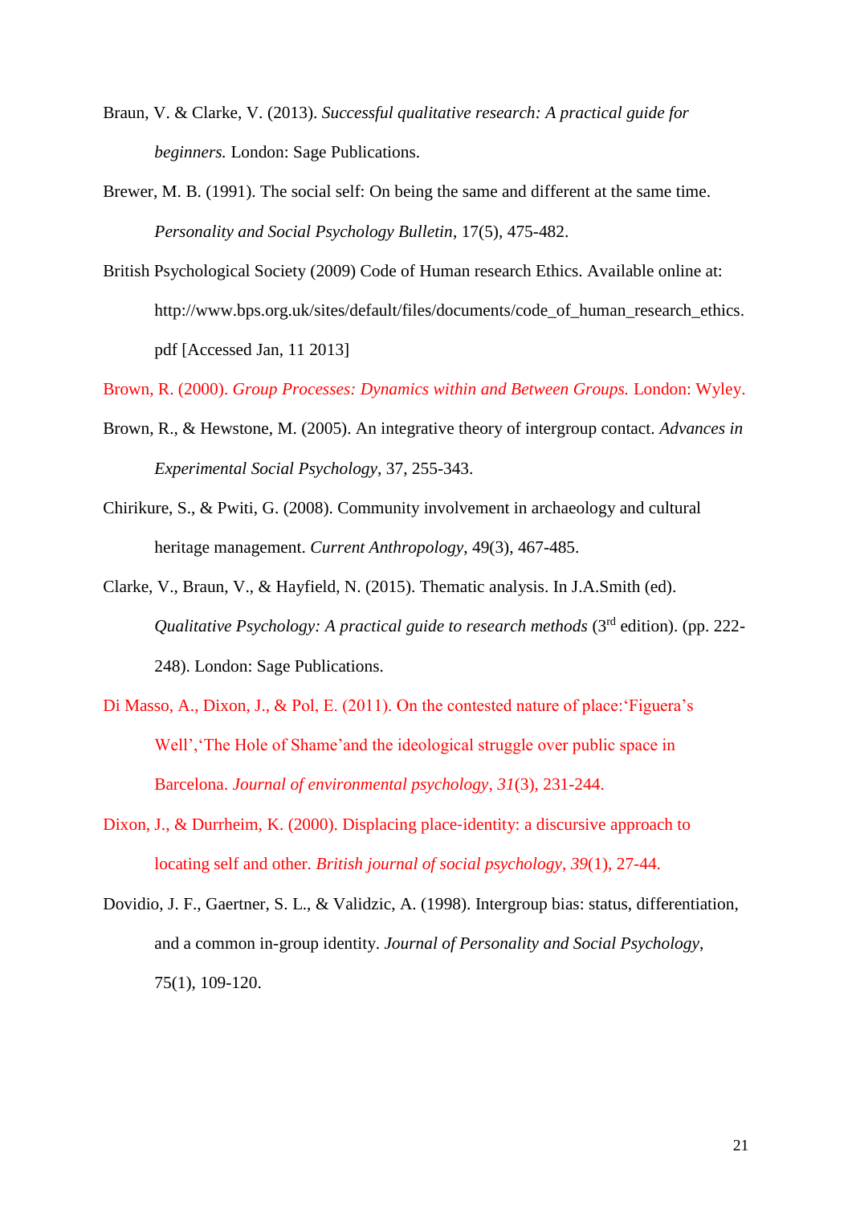Braun, V. & Clarke, V. (2013). *Successful qualitative research: A practical guide for beginners.* London: Sage Publications.

Brewer, M. B. (1991). The social self: On being the same and different at the same time. *Personality and Social Psychology Bulletin*, 17(5), 475-482.

British Psychological Society (2009) Code of Human research Ethics. Available online at: http://www.bps.org.uk/sites/default/files/documents/code_of_human_research_ethics.pdf [Accessed Jan, 11 2013]

Brown, R. (2000). *Group Processes: Dynamics within and Between Groups.* London: Wyley.

Brown, R., & Hewstone, M. (2005). An integrative theory of intergroup contact. *Advances in Experimental Social Psychology*, 37, 255-343.

Chirikure, S., & Pwiti, G. (2008). Community involvement in archaeology and cultural heritage management. *Current Anthropology*, 49(3), 467-485.

Clarke, V., Braun, V., & Hayfield, N. (2015). Thematic analysis. In J.A.Smith (ed). *Qualitative Psychology: A practical guide to research methods* (3rd edition). (pp. 222-248). London: Sage Publications.

Di Masso, A., Dixon, J., & Pol, E. (2011). On the contested nature of place:'Figuera's Well','The Hole of Shame'and the ideological struggle over public space in Barcelona. *Journal of environmental psychology*, *31*(3), 231-244.

Dixon, J., & Durrheim, K. (2000). Displacing place-identity: a discursive approach to locating self and other. *British journal of social psychology*, *39*(1), 27-44.

Dovidio, J. F., Gaertner, S. L., & Validzic, A. (1998). Intergroup bias: status, differentiation, and a common in-group identity. *Journal of Personality and Social Psychology*, 75(1), 109-120.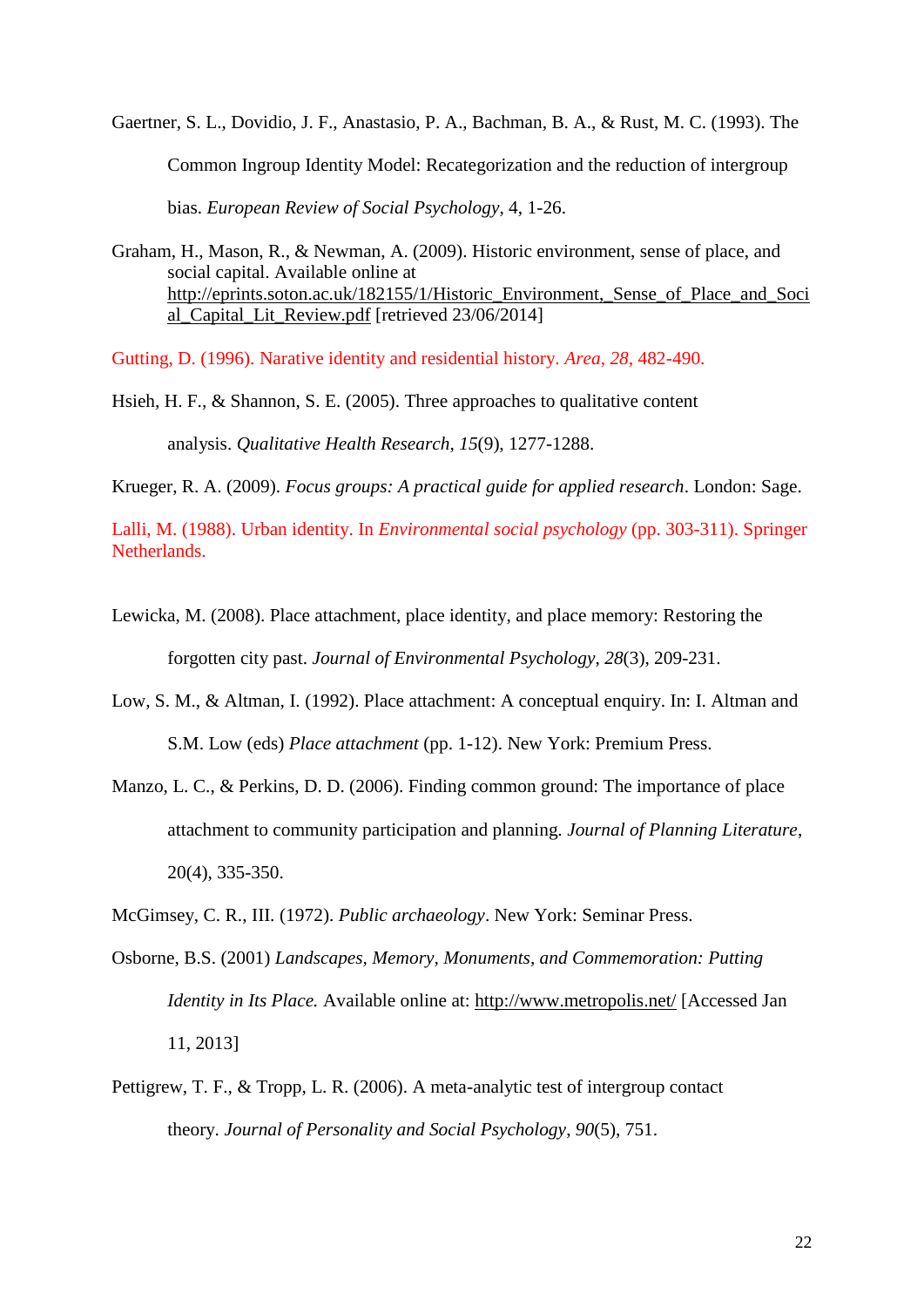Gaertner, S. L., Dovidio, J. F., Anastasio, P. A., Bachman, B. A., & Rust, M. C. (1993). The Common Ingroup Identity Model: Recategorization and the reduction of intergroup bias. *European Review of Social Psychology*, 4, 1-26.

Graham, H., Mason, R., & Newman, A. (2009). Historic environment, sense of place, and social capital. Available online at http://eprints.soton.ac.uk/182155/1/Historic_Environment,_Sense_of_Place_and_Social_Capital_Lit_Review.pdf [retrieved 23/06/2014]

Gutting, D. (1996). Narative identity and residential history. *Area, 28*, 482-490.

Hsieh, H. F., & Shannon, S. E. (2005). Three approaches to qualitative content analysis. *Qualitative Health Research*, *15*(9), 1277-1288.

Krueger, R. A. (2009). *Focus groups: A practical guide for applied research*. London: Sage.

Lalli, M. (1988). Urban identity. In *Environmental social psychology* (pp. 303-311). Springer Netherlands.

Lewicka, M. (2008). Place attachment, place identity, and place memory: Restoring the forgotten city past. *Journal of Environmental Psychology*, *28*(3), 209-231.

Low, S. M., & Altman, I. (1992). Place attachment: A conceptual enquiry. In: I. Altman and S.M. Low (eds) *Place attachment* (pp. 1-12). New York: Premium Press.

Manzo, L. C., & Perkins, D. D. (2006). Finding common ground: The importance of place attachment to community participation and planning. *Journal of Planning Literature*, 20(4), 335-350.

McGimsey, C. R., III. (1972). *Public archaeology*. New York: Seminar Press.

Osborne, B.S. (2001) *Landscapes, Memory, Monuments, and Commemoration: Putting Identity in Its Place.* Available online at: http://www.metropolis.net/ [Accessed Jan 11, 2013]

Pettigrew, T. F., & Tropp, L. R. (2006). A meta-analytic test of intergroup contact theory. *Journal of Personality and Social Psychology*, *90*(5), 751.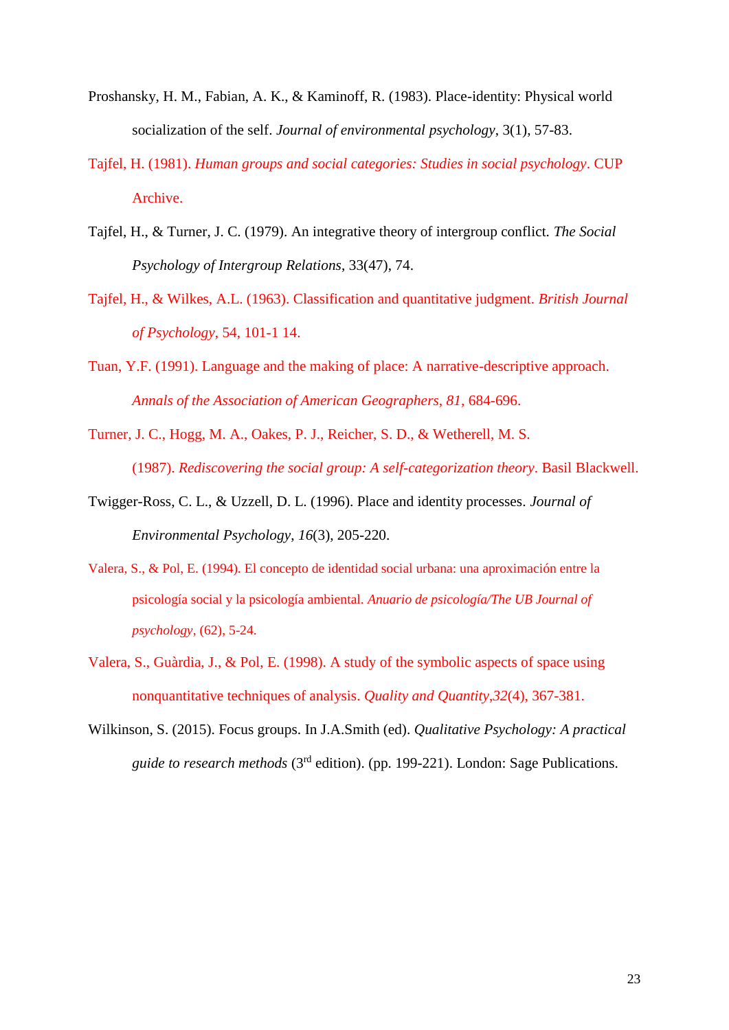Proshansky, H. M., Fabian, A. K., & Kaminoff, R. (1983). Place-identity: Physical world socialization of the self. *Journal of environmental psychology*, 3(1), 57-83.

Tajfel, H. (1981). *Human groups and social categories: Studies in social psychology*. CUP Archive.

Tajfel, H., & Turner, J. C. (1979). An integrative theory of intergroup conflict. *The Social Psychology of Intergroup Relations*, 33(47), 74.

Tajfel, H., & Wilkes, A.L. (1963). Classification and quantitative judgment. *British Journal of Psychology*, 54, 101-1 14.

Tuan, Y.F. (1991). Language and the making of place: A narrative-descriptive approach. *Annals of the Association of American Geographers, 81*, 684-696.

Turner, J. C., Hogg, M. A., Oakes, P. J., Reicher, S. D., & Wetherell, M. S. (1987). *Rediscovering the social group: A self-categorization theory*. Basil Blackwell.

Twigger-Ross, C. L., & Uzzell, D. L. (1996). Place and identity processes. *Journal of Environmental Psychology*, *16*(3), 205-220.

Valera, S., & Pol, E. (1994). El concepto de identidad social urbana: una aproximación entre la psicología social y la psicología ambiental. *Anuario de psicología/The UB Journal of psychology*, (62), 5-24.

Valera, S., Guàrdia, J., & Pol, E. (1998). A study of the symbolic aspects of space using nonquantitative techniques of analysis. *Quality and Quantity*,*32*(4), 367-381.

Wilkinson, S. (2015). Focus groups. In J.A.Smith (ed). *Qualitative Psychology: A practical guide to research methods* (3rd edition). (pp. 199-221). London: Sage Publications.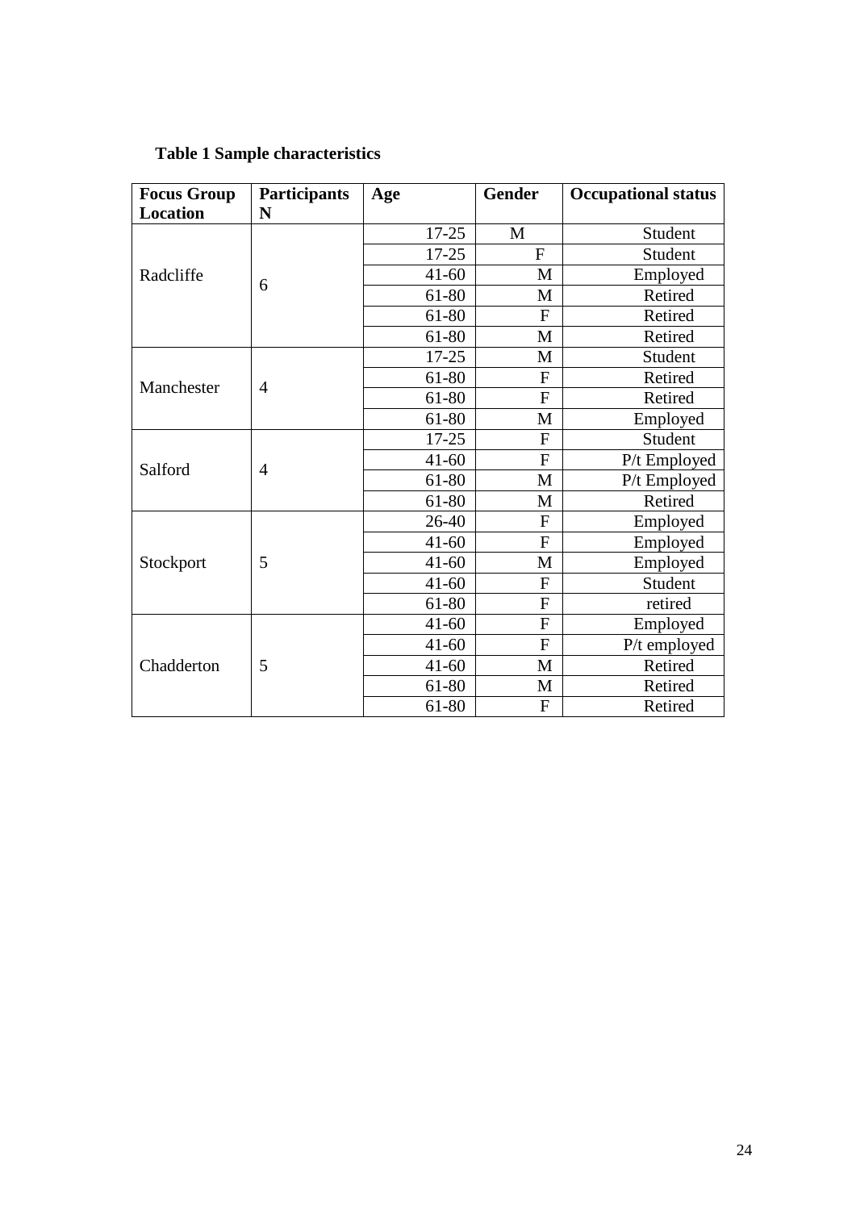**Table 1 Sample characteristics**

| Focus Group Location | Participants N | Age | Gender | Occupational status |
|---|---|---|---|---|
| Radcliffe | 6 | 17-25 | M | Student |
| | | 17-25 | F | Student |
| | | 41-60 | M | Employed |
| | | 61-80 | M | Retired |
| | | 61-80 | F | Retired |
| | | 61-80 | M | Retired |
| Manchester | 4 | 17-25 | M | Student |
| | | 61-80 | F | Retired |
| | | 61-80 | F | Retired |
| | | 61-80 | M | Employed |
| Salford | 4 | 17-25 | F | Student |
| | | 41-60 | F | P/t Employed |
| | | 61-80 | M | P/t Employed |
| | | 61-80 | M | Retired |
| Stockport | 5 | 26-40 | F | Employed |
| | | 41-60 | F | Employed |
| | | 41-60 | M | Employed |
| | | 41-60 | F | Student |
| | | 61-80 | F | retired |
| Chadderton | 5 | 41-60 | F | Employed |
| | | 41-60 | F | P/t employed |
| | | 41-60 | M | Retired |
| | | 61-80 | M | Retired |
| | | 61-80 | F | Retired |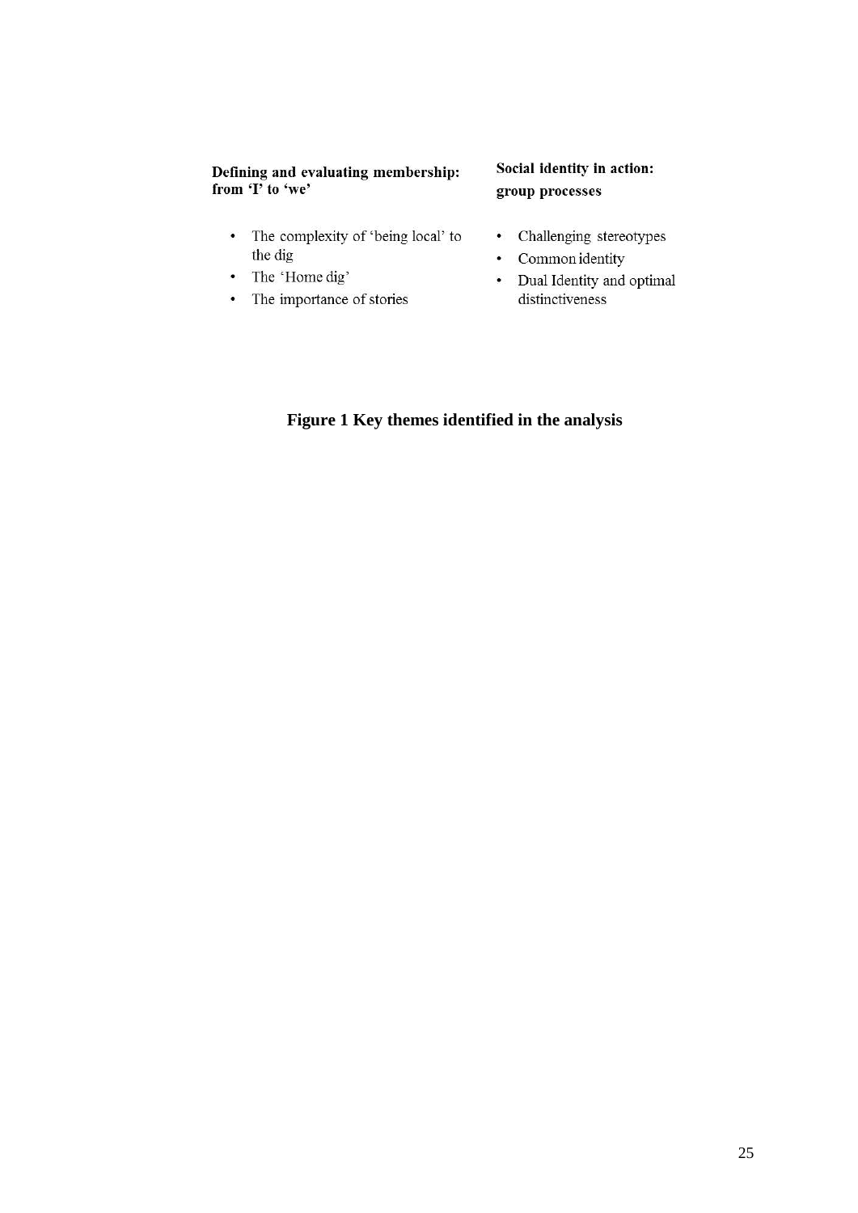**Defining and evaluating membership: from 'I' to 'we'**

- The complexity of 'being local' to the dig
- The 'Home dig'
- The importance of stories

**Social identity in action: group processes**

- Challenging stereotypes
- Common identity
- Dual Identity and optimal distinctiveness

**Figure 1 Key themes identified in the analysis**